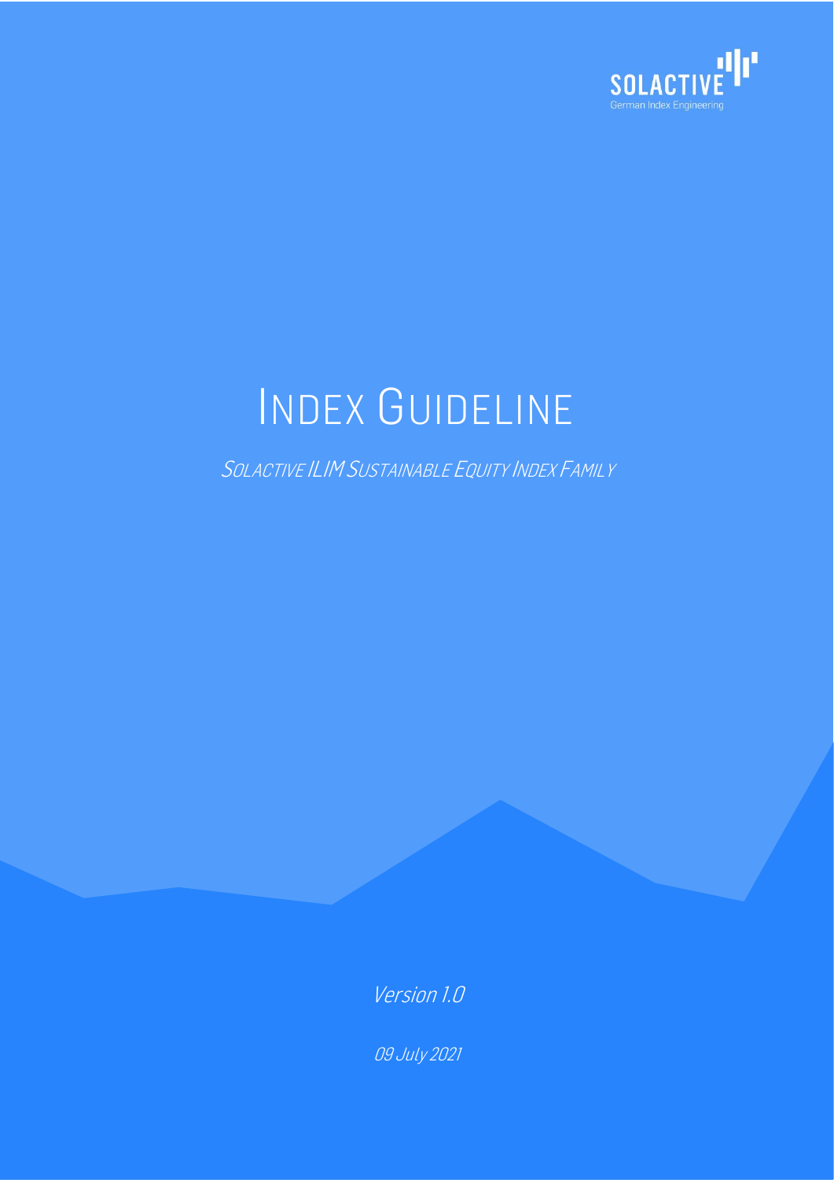SOLACTIVE

German Index Engineering

# INDEX GUIDELINE

SOLACTIVE ILIM SUSTAINABLE EQUITY INDEX FAMILY

*Version 1.0*

*09 July 2021*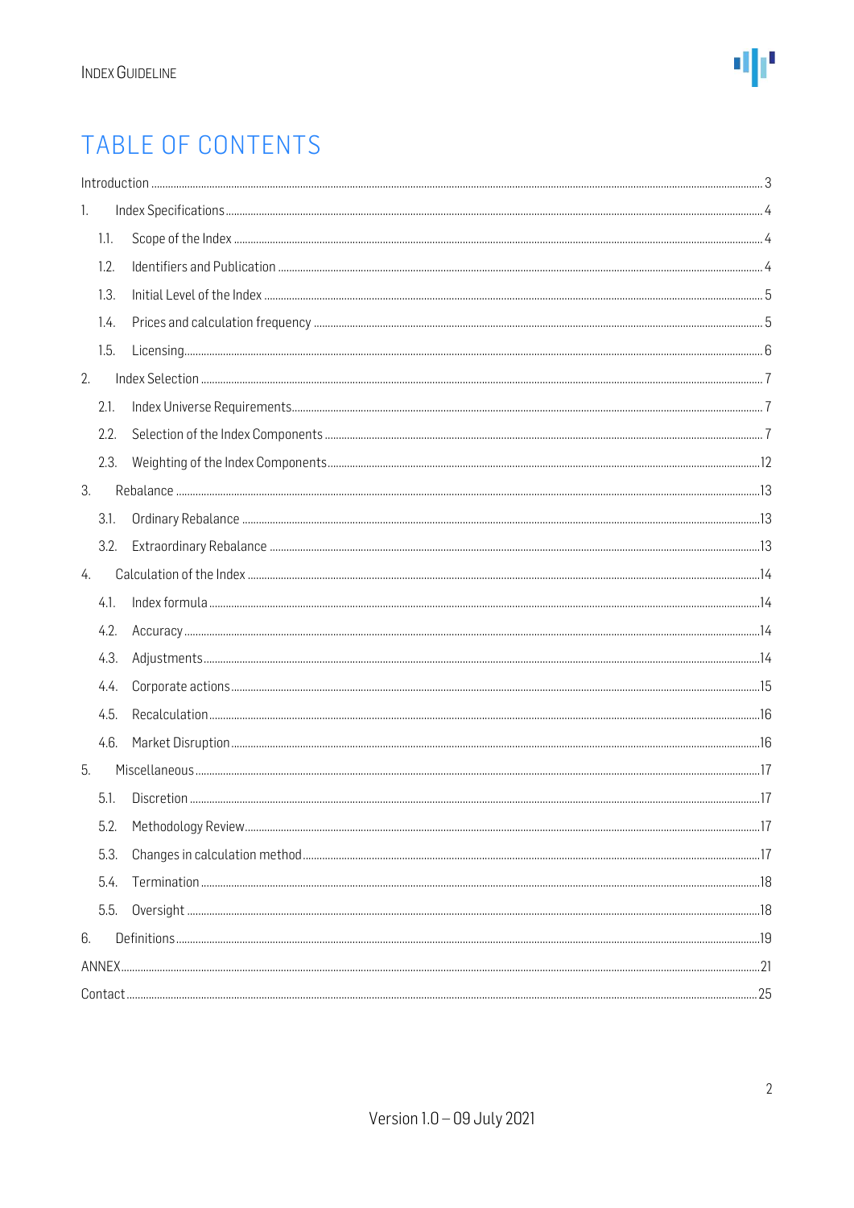# TABLE OF CONTENTS

Introduction ..... 3

1. Index Specifications ..... 4
   - 1.1. Scope of the Index ..... 4
   - 1.2. Identifiers and Publication ..... 4
   - 1.3. Initial Level of the Index ..... 5
   - 1.4. Prices and calculation frequency ..... 5
   - 1.5. Licensing ..... 6
2. Index Selection ..... 7
   - 2.1. Index Universe Requirements ..... 7
   - 2.2. Selection of the Index Components ..... 7
   - 2.3. Weighting of the Index Components ..... 12
3. Rebalance ..... 13
   - 3.1. Ordinary Rebalance ..... 13
   - 3.2. Extraordinary Rebalance ..... 13
4. Calculation of the Index ..... 14
   - 4.1. Index formula ..... 14
   - 4.2. Accuracy ..... 14
   - 4.3. Adjustments ..... 14
   - 4.4. Corporate actions ..... 15
   - 4.5. Recalculation ..... 16
   - 4.6. Market Disruption ..... 16
5. Miscellaneous ..... 17
   - 5.1. Discretion ..... 17
   - 5.2. Methodology Review ..... 17
   - 5.3. Changes in calculation method ..... 17
   - 5.4. Termination ..... 18
   - 5.5. Oversight ..... 18
6. Definitions ..... 19

ANNEX ..... 21

Contact ..... 25

Version 1.0 – 09 July 2021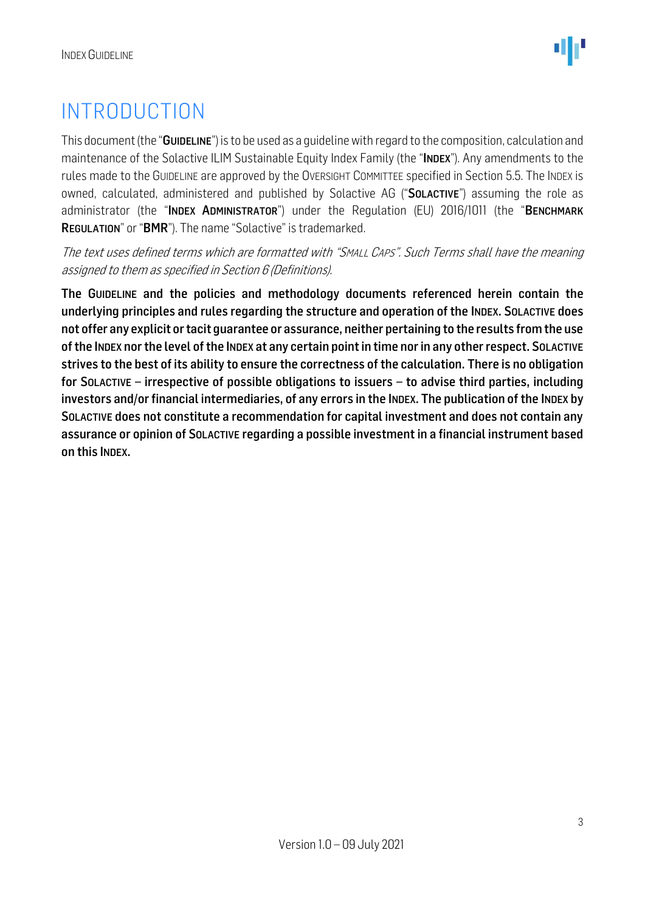# INTRODUCTION

This document (the "**GUIDELINE**") is to be used as a guideline with regard to the composition, calculation and maintenance of the Solactive ILIM Sustainable Equity Index Family (the "**INDEX**"). Any amendments to the rules made to the GUIDELINE are approved by the OVERSIGHT COMMITTEE specified in Section 5.5. The INDEX is owned, calculated, administered and published by Solactive AG ("**SOLACTIVE**") assuming the role as administrator (the "**INDEX ADMINISTRATOR**") under the Regulation (EU) 2016/1011 (the "**BENCHMARK REGULATION**" or "**BMR**"). The name "Solactive" is trademarked.

*The text uses defined terms which are formatted with "SMALL CAPS". Such Terms shall have the meaning assigned to them as specified in Section 6 (Definitions).*

**The GUIDELINE and the policies and methodology documents referenced herein contain the underlying principles and rules regarding the structure and operation of the INDEX. SOLACTIVE does not offer any explicit or tacit guarantee or assurance, neither pertaining to the results from the use of the INDEX nor the level of the INDEX at any certain point in time nor in any other respect. SOLACTIVE strives to the best of its ability to ensure the correctness of the calculation. There is no obligation for SOLACTIVE – irrespective of possible obligations to issuers – to advise third parties, including investors and/or financial intermediaries, of any errors in the INDEX. The publication of the INDEX by SOLACTIVE does not constitute a recommendation for capital investment and does not contain any assurance or opinion of SOLACTIVE regarding a possible investment in a financial instrument based on this INDEX.**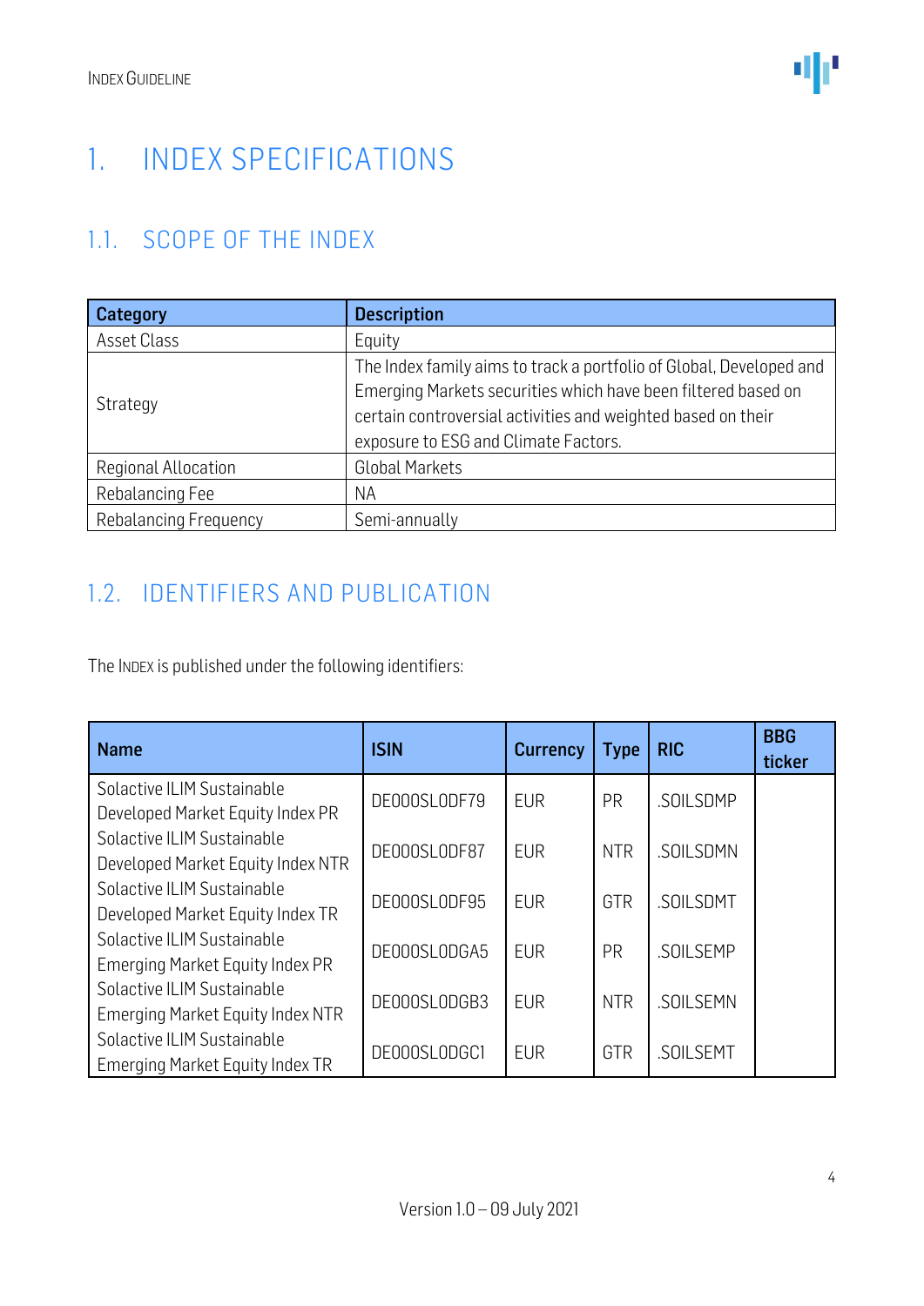# 1. INDEX SPECIFICATIONS

## 1.1. SCOPE OF THE INDEX

| Category | Description |
|---|---|
| Asset Class | Equity |
| Strategy | The Index family aims to track a portfolio of Global, Developed and Emerging Markets securities which have been filtered based on certain controversial activities and weighted based on their exposure to ESG and Climate Factors. |
| Regional Allocation | Global Markets |
| Rebalancing Fee | NA |
| Rebalancing Frequency | Semi-annually |

## 1.2. IDENTIFIERS AND PUBLICATION

The INDEX is published under the following identifiers:

| Name | ISIN | Currency | Type | RIC | BBG ticker |
|---|---|---|---|---|---|
| Solactive ILIM Sustainable Developed Market Equity Index PR | DE000SL0DF79 | EUR | PR | .SOILSDMP | |
| Solactive ILIM Sustainable Developed Market Equity Index NTR | DE000SL0DF87 | EUR | NTR | .SOILSDMN | |
| Solactive ILIM Sustainable Developed Market Equity Index TR | DE000SL0DF95 | EUR | GTR | .SOILSDMT | |
| Solactive ILIM Sustainable Emerging Market Equity Index PR | DE000SL0DGA5 | EUR | PR | .SOILSEMP | |
| Solactive ILIM Sustainable Emerging Market Equity Index NTR | DE000SL0DGB3 | EUR | NTR | .SOILSEMN | |
| Solactive ILIM Sustainable Emerging Market Equity Index TR | DE000SL0DGC1 | EUR | GTR | .SOILSEMT | |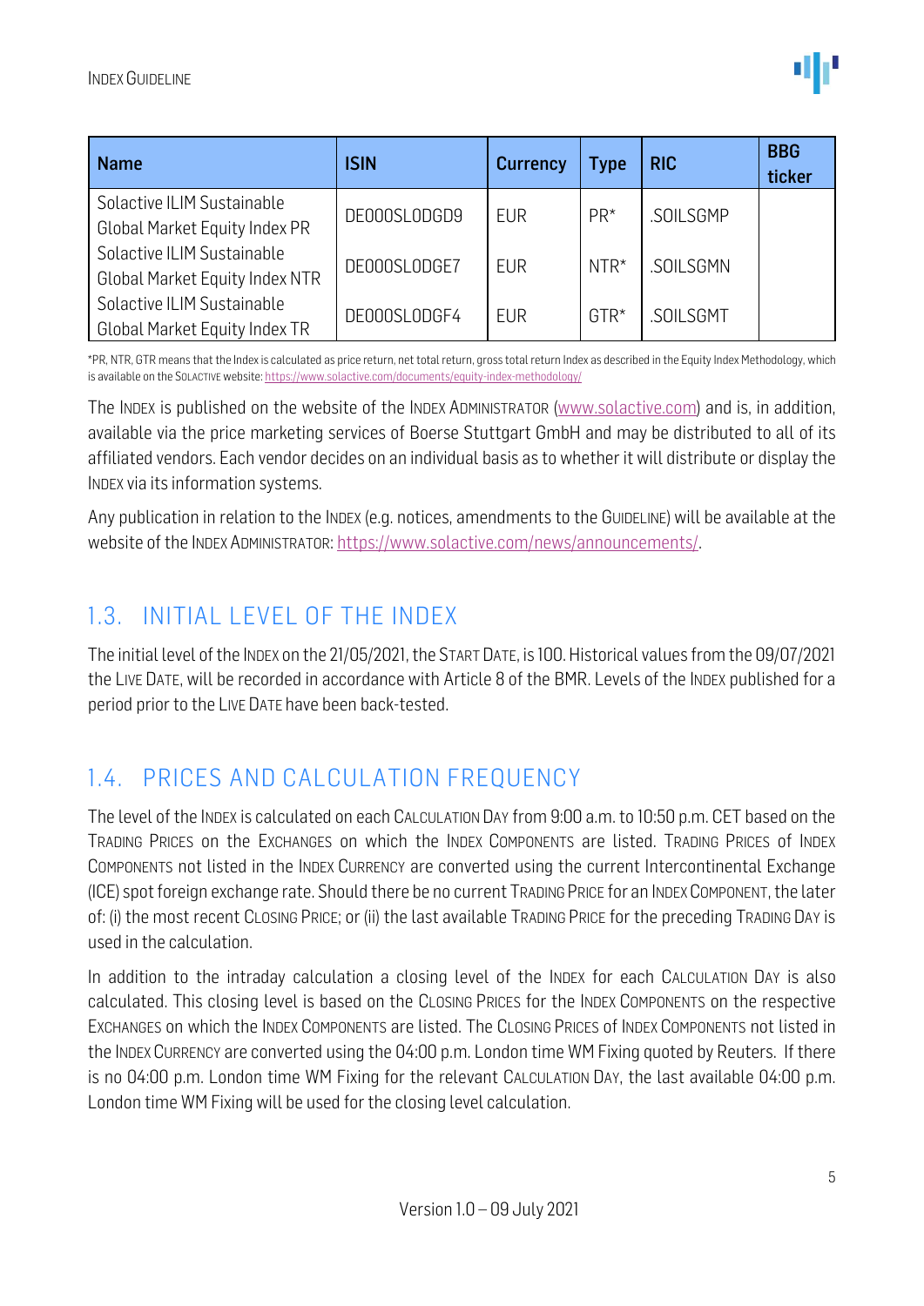| Name | ISIN | Currency | Type | RIC | BBG ticker |
|---|---|---|---|---|---|
| Solactive ILIM Sustainable Global Market Equity Index PR | DE000SL0DGD9 | EUR | PR* | .SOILSGMP | |
| Solactive ILIM Sustainable Global Market Equity Index NTR | DE000SL0DGE7 | EUR | NTR* | .SOILSGMN | |
| Solactive ILIM Sustainable Global Market Equity Index TR | DE000SL0DGF4 | EUR | GTR* | .SOILSGMT | |

*PR, NTR, GTR means that the Index is calculated as price return, net total return, gross total return Index as described in the Equity Index Methodology, which is available on the SOLACTIVE website: https://www.solactive.com/documents/equity-index-methodology/

The INDEX is published on the website of the INDEX ADMINISTRATOR (www.solactive.com) and is, in addition, available via the price marketing services of Boerse Stuttgart GmbH and may be distributed to all of its affiliated vendors. Each vendor decides on an individual basis as to whether it will distribute or display the INDEX via its information systems.

Any publication in relation to the INDEX (e.g. notices, amendments to the GUIDELINE) will be available at the website of the INDEX ADMINISTRATOR: https://www.solactive.com/news/announcements/.

## 1.3. INITIAL LEVEL OF THE INDEX

The initial level of the INDEX on the 21/05/2021, the START DATE, is 100. Historical values from the 09/07/2021 the LIVE DATE, will be recorded in accordance with Article 8 of the BMR. Levels of the INDEX published for a period prior to the LIVE DATE have been back-tested.

## 1.4. PRICES AND CALCULATION FREQUENCY

The level of the INDEX is calculated on each CALCULATION DAY from 9:00 a.m. to 10:50 p.m. CET based on the TRADING PRICES on the EXCHANGES on which the INDEX COMPONENTS are listed. TRADING PRICES of INDEX COMPONENTS not listed in the INDEX CURRENCY are converted using the current Intercontinental Exchange (ICE) spot foreign exchange rate. Should there be no current TRADING PRICE for an INDEX COMPONENT, the later of: (i) the most recent CLOSING PRICE; or (ii) the last available TRADING PRICE for the preceding TRADING DAY is used in the calculation.

In addition to the intraday calculation a closing level of the INDEX for each CALCULATION DAY is also calculated. This closing level is based on the CLOSING PRICES for the INDEX COMPONENTS on the respective EXCHANGES on which the INDEX COMPONENTS are listed. The CLOSING PRICES of INDEX COMPONENTS not listed in the INDEX CURRENCY are converted using the 04:00 p.m. London time WM Fixing quoted by Reuters. If there is no 04:00 p.m. London time WM Fixing for the relevant CALCULATION DAY, the last available 04:00 p.m. London time WM Fixing will be used for the closing level calculation.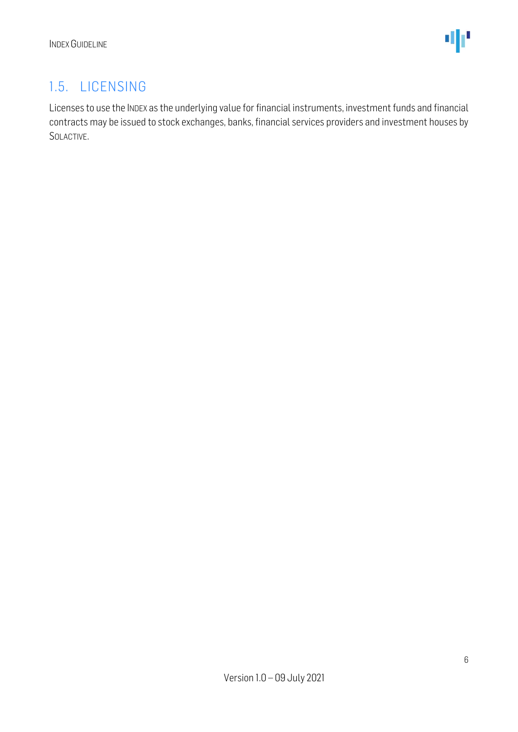## 1.5. LICENSING

Licenses to use the INDEX as the underlying value for financial instruments, investment funds and financial contracts may be issued to stock exchanges, banks, financial services providers and investment houses by SOLACTIVE.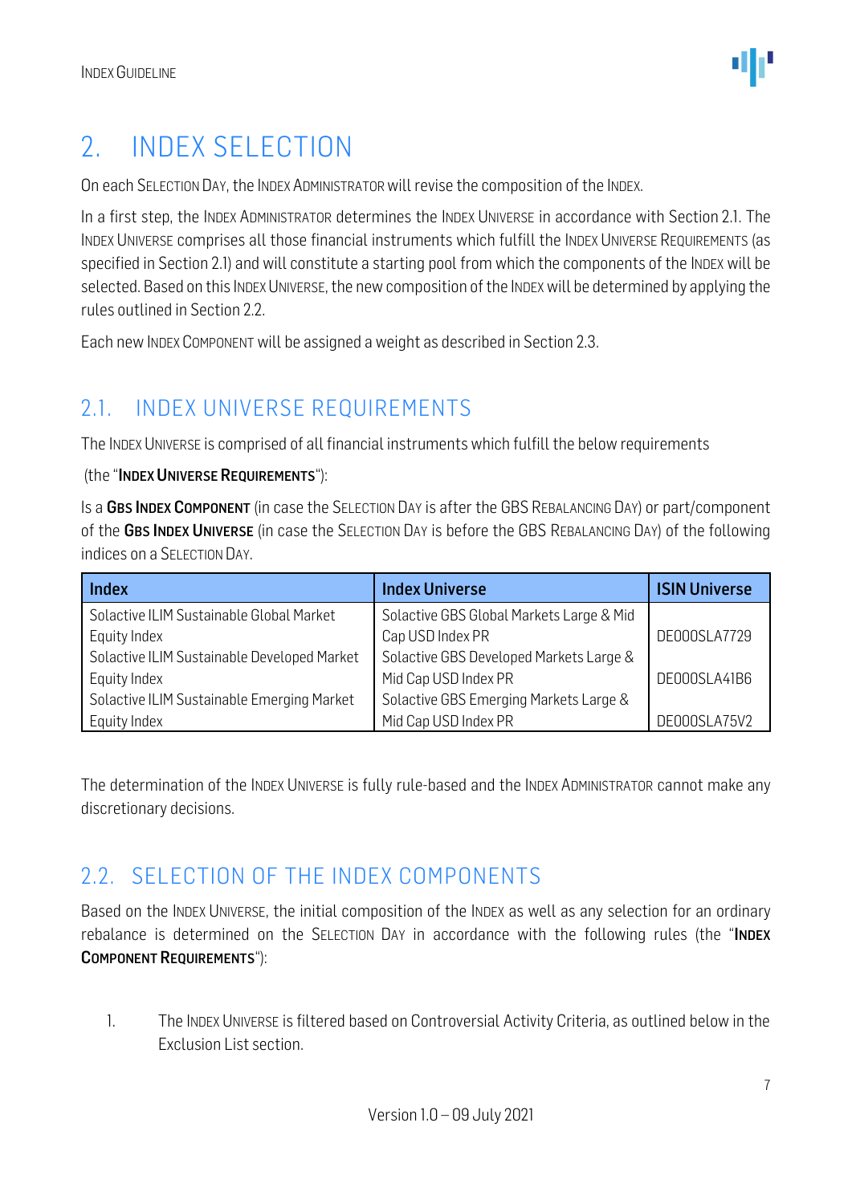# 2. INDEX SELECTION

On each SELECTION DAY, the INDEX ADMINISTRATOR will revise the composition of the INDEX.

In a first step, the INDEX ADMINISTRATOR determines the INDEX UNIVERSE in accordance with Section 2.1. The INDEX UNIVERSE comprises all those financial instruments which fulfill the INDEX UNIVERSE REQUIREMENTS (as specified in Section 2.1) and will constitute a starting pool from which the components of the INDEX will be selected. Based on this INDEX UNIVERSE, the new composition of the INDEX will be determined by applying the rules outlined in Section 2.2.

Each new INDEX COMPONENT will be assigned a weight as described in Section 2.3.

## 2.1. INDEX UNIVERSE REQUIREMENTS

The INDEX UNIVERSE is comprised of all financial instruments which fulfill the below requirements

(the "**INDEX UNIVERSE REQUIREMENTS**"):

Is a **GBS INDEX COMPONENT** (in case the SELECTION DAY is after the GBS REBALANCING DAY) or part/component of the **GBS INDEX UNIVERSE** (in case the SELECTION DAY is before the GBS REBALANCING DAY) of the following indices on a SELECTION DAY.

| Index | Index Universe | ISIN Universe |
|---|---|---|
| Solactive ILIM Sustainable Global Market Equity Index | Solactive GBS Global Markets Large & Mid Cap USD Index PR | DE000SLA7729 |
| Solactive ILIM Sustainable Developed Market Equity Index | Solactive GBS Developed Markets Large & Mid Cap USD Index PR | DE000SLA41B6 |
| Solactive ILIM Sustainable Emerging Market Equity Index | Solactive GBS Emerging Markets Large & Mid Cap USD Index PR | DE000SLA75V2 |

The determination of the INDEX UNIVERSE is fully rule-based and the INDEX ADMINISTRATOR cannot make any discretionary decisions.

## 2.2. SELECTION OF THE INDEX COMPONENTS

Based on the INDEX UNIVERSE, the initial composition of the INDEX as well as any selection for an ordinary rebalance is determined on the SELECTION DAY in accordance with the following rules (the "**INDEX COMPONENT REQUIREMENTS**"):

1. The INDEX UNIVERSE is filtered based on Controversial Activity Criteria, as outlined below in the Exclusion List section.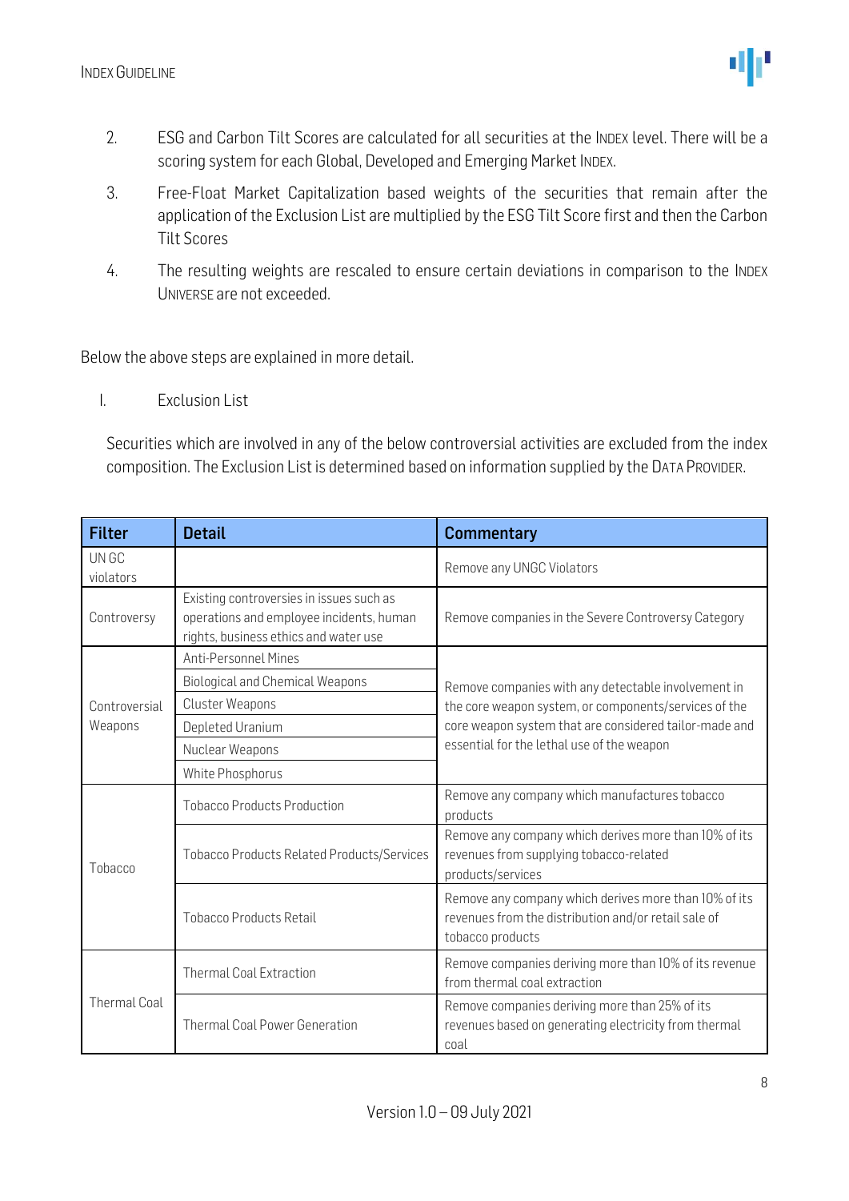2. ESG and Carbon Tilt Scores are calculated for all securities at the INDEX level. There will be a scoring system for each Global, Developed and Emerging Market INDEX.
3. Free-Float Market Capitalization based weights of the securities that remain after the application of the Exclusion List are multiplied by the ESG Tilt Score first and then the Carbon Tilt Scores
4. The resulting weights are rescaled to ensure certain deviations in comparison to the INDEX UNIVERSE are not exceeded.

Below the above steps are explained in more detail.

I. Exclusion List

Securities which are involved in any of the below controversial activities are excluded from the index composition. The Exclusion List is determined based on information supplied by the DATA PROVIDER.

| Filter | Detail | Commentary |
|---|---|---|
| UN GC violators | | Remove any UNGC Violators |
| Controversy | Existing controversies in issues such as operations and employee incidents, human rights, business ethics and water use | Remove companies in the Severe Controversy Category |
| Controversial Weapons | Anti-Personnel Mines | Remove companies with any detectable involvement in the core weapon system, or components/services of the core weapon system that are considered tailor-made and essential for the lethal use of the weapon |
| | Biological and Chemical Weapons | |
| | Cluster Weapons | |
| | Depleted Uranium | |
| | Nuclear Weapons | |
| | White Phosphorus | |
| Tobacco | Tobacco Products Production | Remove any company which manufactures tobacco products |
| | Tobacco Products Related Products/Services | Remove any company which derives more than 10% of its revenues from supplying tobacco-related products/services |
| | Tobacco Products Retail | Remove any company which derives more than 10% of its revenues from the distribution and/or retail sale of tobacco products |
| Thermal Coal | Thermal Coal Extraction | Remove companies deriving more than 10% of its revenue from thermal coal extraction |
| | Thermal Coal Power Generation | Remove companies deriving more than 25% of its revenues based on generating electricity from thermal coal |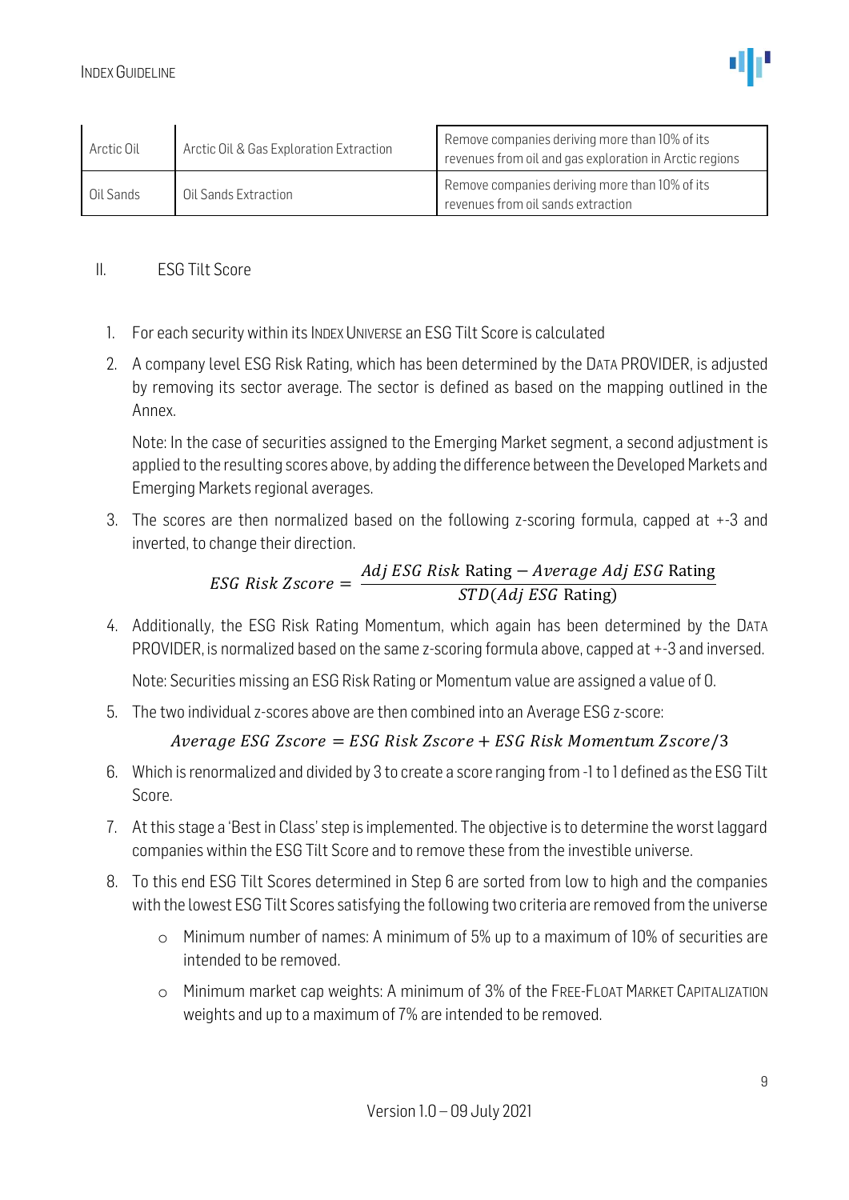| Arctic Oil | Arctic Oil & Gas Exploration Extraction | Remove companies deriving more than 10% of its revenues from oil and gas exploration in Arctic regions |
|---|---|---|
| Oil Sands | Oil Sands Extraction | Remove companies deriving more than 10% of its revenues from oil sands extraction |

## II. ESG Tilt Score

1. For each security within its INDEX UNIVERSE an ESG Tilt Score is calculated
2. A company level ESG Risk Rating, which has been determined by the DATA PROVIDER, is adjusted by removing its sector average. The sector is defined as based on the mapping outlined in the Annex.

   Note: In the case of securities assigned to the Emerging Market segment, a second adjustment is applied to the resulting scores above, by adding the difference between the Developed Markets and Emerging Markets regional averages.

3. The scores are then normalized based on the following z-scoring formula, capped at +-3 and inverted, to change their direction.

$$ESG\ Risk\ Zscore = \frac{Adj\ ESG\ Risk\ \text{Rating} - Average\ Adj\ ESG\ \text{Rating}}{STD(Adj\ ESG\ \text{Rating})}$$

4. Additionally, the ESG Risk Rating Momentum, which again has been determined by the DATA PROVIDER, is normalized based on the same z-scoring formula above, capped at +-3 and inversed.

   Note: Securities missing an ESG Risk Rating or Momentum value are assigned a value of 0.

5. The two individual z-scores above are then combined into an Average ESG z-score:

$$Average\ ESG\ Zscore = ESG\ Risk\ Zscore + ESG\ Risk\ Momentum\ Zscore/3$$

6. Which is renormalized and divided by 3 to create a score ranging from -1 to 1 defined as the ESG Tilt Score.
7. At this stage a 'Best in Class' step is implemented. The objective is to determine the worst laggard companies within the ESG Tilt Score and to remove these from the investible universe.
8. To this end ESG Tilt Scores determined in Step 6 are sorted from low to high and the companies with the lowest ESG Tilt Scores satisfying the following two criteria are removed from the universe
   - Minimum number of names: A minimum of 5% up to a maximum of 10% of securities are intended to be removed.
   - Minimum market cap weights: A minimum of 3% of the FREE-FLOAT MARKET CAPITALIZATION weights and up to a maximum of 7% are intended to be removed.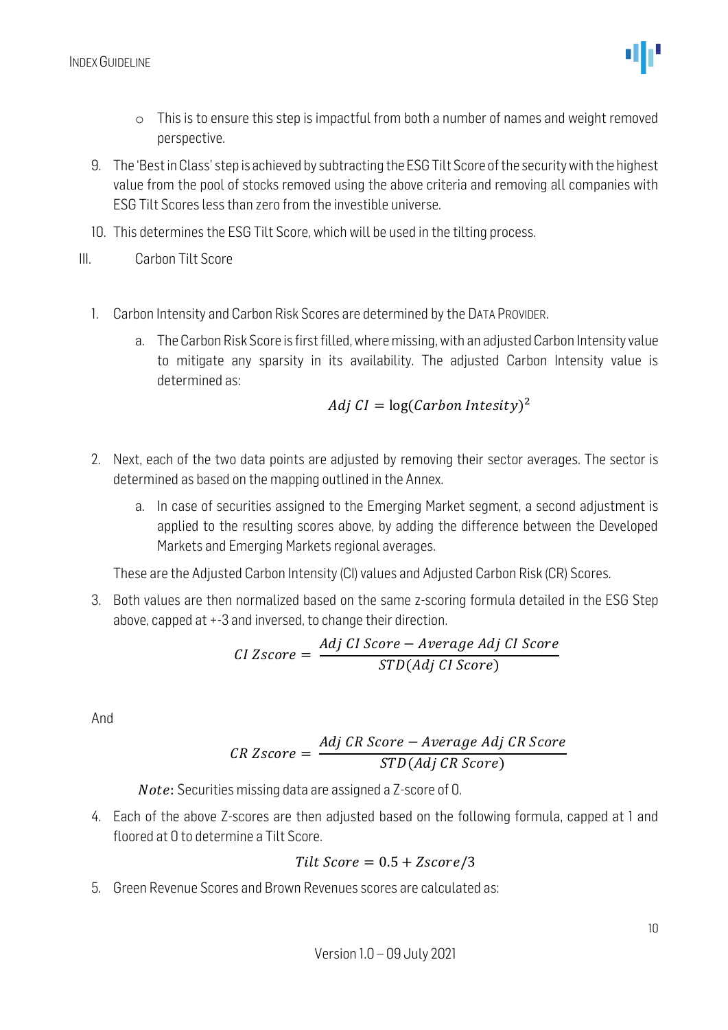- This is to ensure this step is impactful from both a number of names and weight removed perspective.

9. The 'Best in Class' step is achieved by subtracting the ESG Tilt Score of the security with the highest value from the pool of stocks removed using the above criteria and removing all companies with ESG Tilt Scores less than zero from the investible universe.
10. This determines the ESG Tilt Score, which will be used in the tilting process.

III. Carbon Tilt Score

1. Carbon Intensity and Carbon Risk Scores are determined by the DATA PROVIDER.
   a. The Carbon Risk Score is first filled, where missing, with an adjusted Carbon Intensity value to mitigate any sparsity in its availability. The adjusted Carbon Intensity value is determined as:

$$Adj\ CI = \log(Carbon\ Intesity)^2$$

2. Next, each of the two data points are adjusted by removing their sector averages. The sector is determined as based on the mapping outlined in the Annex.
   a. In case of securities assigned to the Emerging Market segment, a second adjustment is applied to the resulting scores above, by adding the difference between the Developed Markets and Emerging Markets regional averages.

   These are the Adjusted Carbon Intensity (CI) values and Adjusted Carbon Risk (CR) Scores.

3. Both values are then normalized based on the same z-scoring formula detailed in the ESG Step above, capped at +-3 and inversed, to change their direction.

$$CI\ Zscore = \frac{Adj\ CI\ Score - Average\ Adj\ CI\ Score}{STD(Adj\ CI\ Score)}$$

And

$$CR\ Zscore = \frac{Adj\ CR\ Score - Average\ Adj\ CR\ Score}{STD(Adj\ CR\ Score)}$$

*Note*: Securities missing data are assigned a Z-score of 0.

4. Each of the above Z-scores are then adjusted based on the following formula, capped at 1 and floored at 0 to determine a Tilt Score.

$$Tilt\ Score = 0.5 + Zscore/3$$

5. Green Revenue Scores and Brown Revenues scores are calculated as: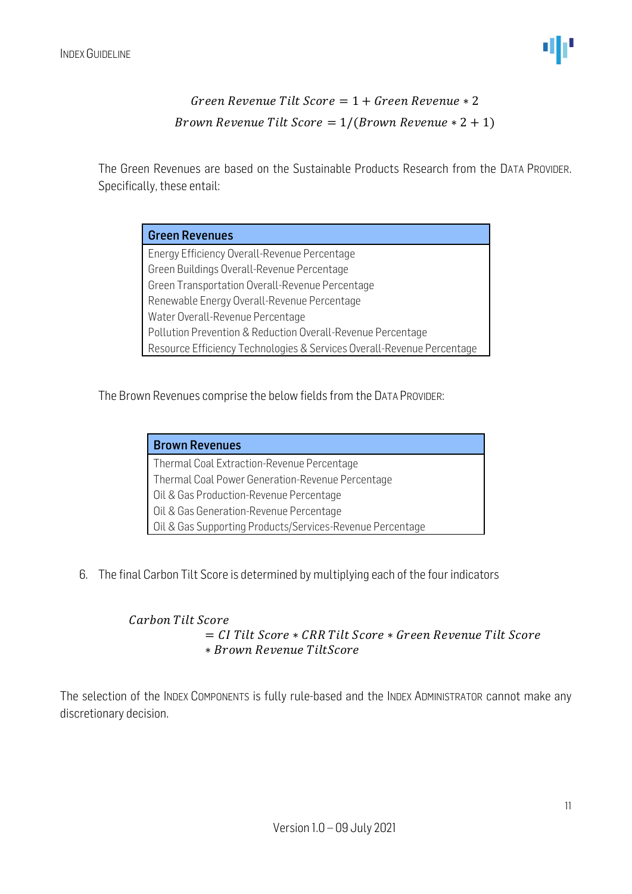$$Green\ Revenue\ Tilt\ Score = 1 + Green\ Revenue * 2$$

$$Brown\ Revenue\ Tilt\ Score = 1/(Brown\ Revenue * 2 + 1)$$

The Green Revenues are based on the Sustainable Products Research from the DATA PROVIDER. Specifically, these entail:

| Green Revenues |
|---|
| Energy Efficiency Overall-Revenue Percentage |
| Green Buildings Overall-Revenue Percentage |
| Green Transportation Overall-Revenue Percentage |
| Renewable Energy Overall-Revenue Percentage |
| Water Overall-Revenue Percentage |
| Pollution Prevention & Reduction Overall-Revenue Percentage |
| Resource Efficiency Technologies & Services Overall-Revenue Percentage |

The Brown Revenues comprise the below fields from the DATA PROVIDER:

| Brown Revenues |
|---|
| Thermal Coal Extraction-Revenue Percentage |
| Thermal Coal Power Generation-Revenue Percentage |
| Oil & Gas Production-Revenue Percentage |
| Oil & Gas Generation-Revenue Percentage |
| Oil & Gas Supporting Products/Services-Revenue Percentage |

6. The final Carbon Tilt Score is determined by multiplying each of the four indicators

$$Carbon\ Tilt\ Score = CI\ Tilt\ Score * CRR\ Tilt\ Score * Green\ Revenue\ Tilt\ Score * Brown\ Revenue\ TiltScore$$

The selection of the INDEX COMPONENTS is fully rule-based and the INDEX ADMINISTRATOR cannot make any discretionary decision.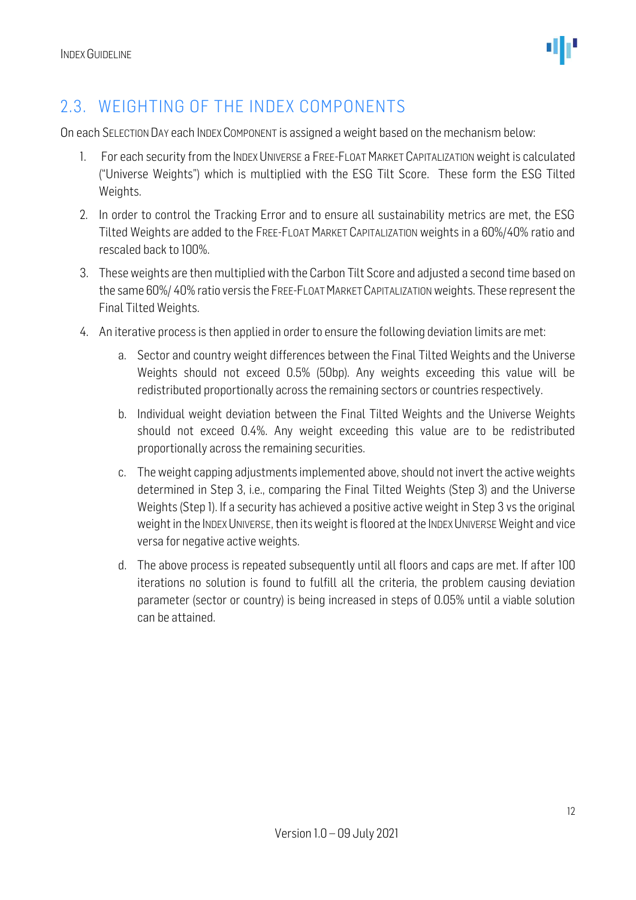## 2.3. WEIGHTING OF THE INDEX COMPONENTS

On each SELECTION DAY each INDEX COMPONENT is assigned a weight based on the mechanism below:

1. For each security from the INDEX UNIVERSE a FREE-FLOAT MARKET CAPITALIZATION weight is calculated ("Universe Weights") which is multiplied with the ESG Tilt Score. These form the ESG Tilted Weights.
2. In order to control the Tracking Error and to ensure all sustainability metrics are met, the ESG Tilted Weights are added to the FREE-FLOAT MARKET CAPITALIZATION weights in a 60%/40% ratio and rescaled back to 100%.
3. These weights are then multiplied with the Carbon Tilt Score and adjusted a second time based on the same 60%/ 40% ratio versis the FREE-FLOAT MARKET CAPITALIZATION weights. These represent the Final Tilted Weights.
4. An iterative process is then applied in order to ensure the following deviation limits are met:
   a. Sector and country weight differences between the Final Tilted Weights and the Universe Weights should not exceed 0.5% (50bp). Any weights exceeding this value will be redistributed proportionally across the remaining sectors or countries respectively.
   b. Individual weight deviation between the Final Tilted Weights and the Universe Weights should not exceed 0.4%. Any weight exceeding this value are to be redistributed proportionally across the remaining securities.
   c. The weight capping adjustments implemented above, should not invert the active weights determined in Step 3, i.e., comparing the Final Tilted Weights (Step 3) and the Universe Weights (Step 1). If a security has achieved a positive active weight in Step 3 vs the original weight in the INDEX UNIVERSE, then its weight is floored at the INDEX UNIVERSE Weight and vice versa for negative active weights.
   d. The above process is repeated subsequently until all floors and caps are met. If after 100 iterations no solution is found to fulfill all the criteria, the problem causing deviation parameter (sector or country) is being increased in steps of 0.05% until a viable solution can be attained.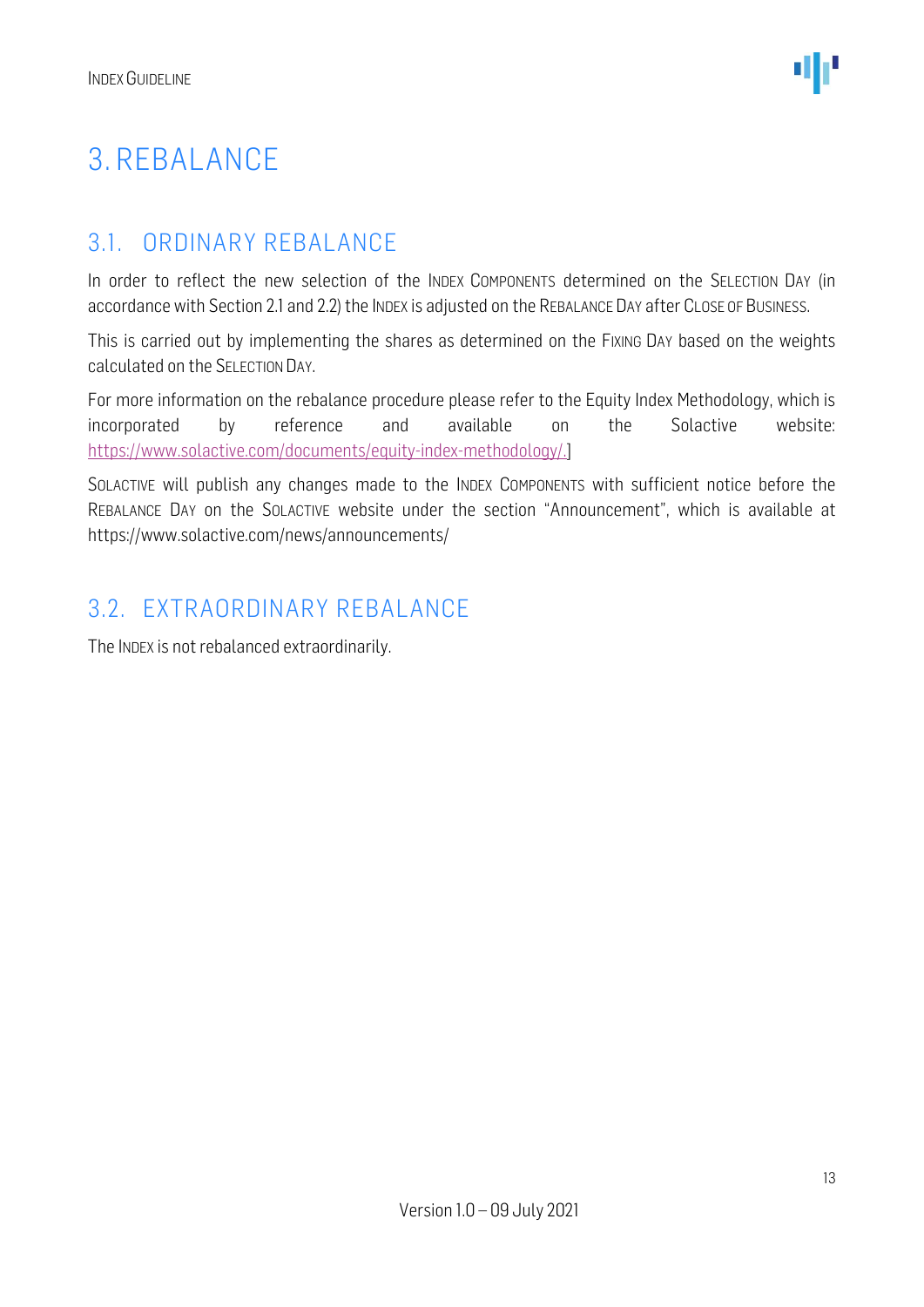# 3. REBALANCE

## 3.1. ORDINARY REBALANCE

In order to reflect the new selection of the INDEX COMPONENTS determined on the SELECTION DAY (in accordance with Section 2.1 and 2.2) the INDEX is adjusted on the REBALANCE DAY after CLOSE OF BUSINESS.

This is carried out by implementing the shares as determined on the FIXING DAY based on the weights calculated on the SELECTION DAY.

For more information on the rebalance procedure please refer to the Equity Index Methodology, which is incorporated by reference and available on the Solactive website: https://www.solactive.com/documents/equity-index-methodology/.]

SOLACTIVE will publish any changes made to the INDEX COMPONENTS with sufficient notice before the REBALANCE DAY on the SOLACTIVE website under the section "Announcement", which is available at https://www.solactive.com/news/announcements/

## 3.2. EXTRAORDINARY REBALANCE

The INDEX is not rebalanced extraordinarily.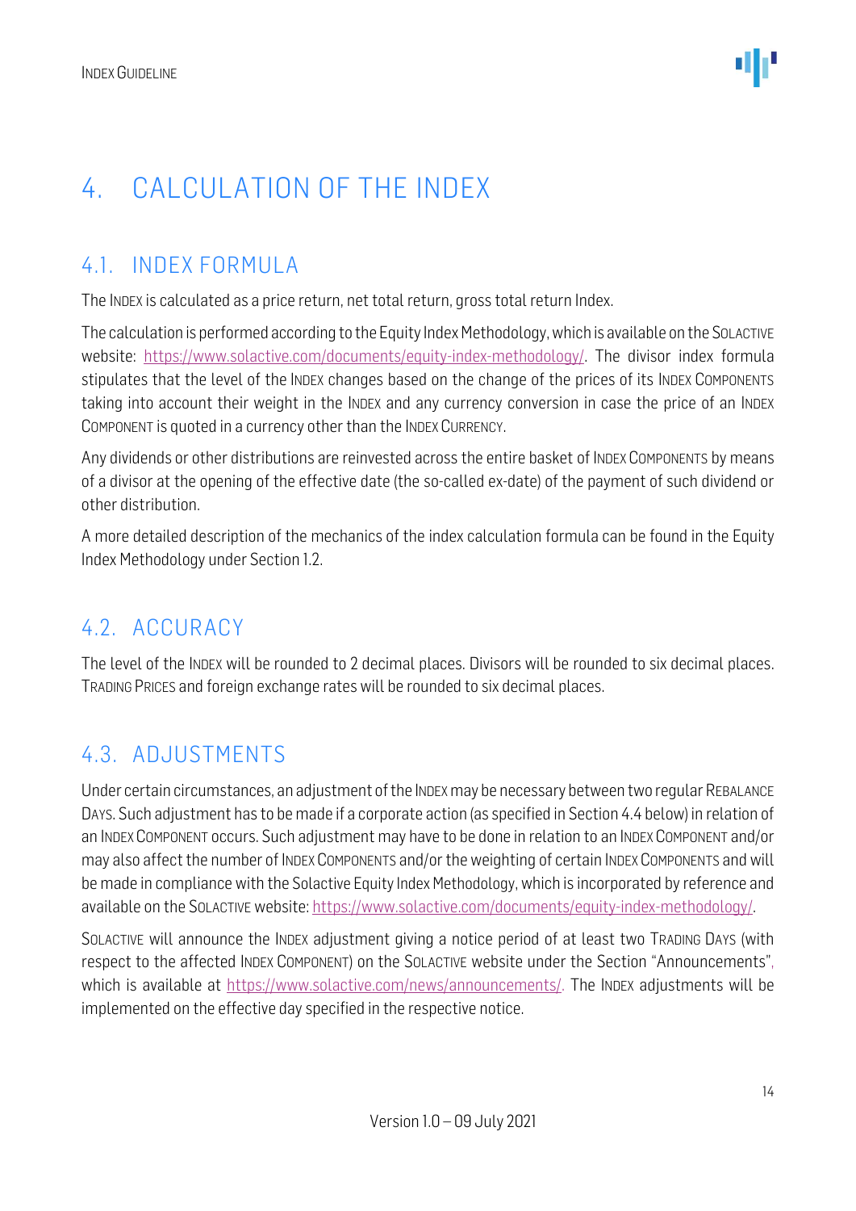# 4. CALCULATION OF THE INDEX

## 4.1. INDEX FORMULA

The INDEX is calculated as a price return, net total return, gross total return Index.

The calculation is performed according to the Equity Index Methodology, which is available on the SOLACTIVE website: https://www.solactive.com/documents/equity-index-methodology/. The divisor index formula stipulates that the level of the INDEX changes based on the change of the prices of its INDEX COMPONENTS taking into account their weight in the INDEX and any currency conversion in case the price of an INDEX COMPONENT is quoted in a currency other than the INDEX CURRENCY.

Any dividends or other distributions are reinvested across the entire basket of INDEX COMPONENTS by means of a divisor at the opening of the effective date (the so-called ex-date) of the payment of such dividend or other distribution.

A more detailed description of the mechanics of the index calculation formula can be found in the Equity Index Methodology under Section 1.2.

## 4.2. ACCURACY

The level of the INDEX will be rounded to 2 decimal places. Divisors will be rounded to six decimal places. TRADING PRICES and foreign exchange rates will be rounded to six decimal places.

## 4.3. ADJUSTMENTS

Under certain circumstances, an adjustment of the INDEX may be necessary between two regular REBALANCE DAYS. Such adjustment has to be made if a corporate action (as specified in Section 4.4 below) in relation of an INDEX COMPONENT occurs. Such adjustment may have to be done in relation to an INDEX COMPONENT and/or may also affect the number of INDEX COMPONENTS and/or the weighting of certain INDEX COMPONENTS and will be made in compliance with the Solactive Equity Index Methodology, which is incorporated by reference and available on the SOLACTIVE website: https://www.solactive.com/documents/equity-index-methodology/.

SOLACTIVE will announce the INDEX adjustment giving a notice period of at least two TRADING DAYS (with respect to the affected INDEX COMPONENT) on the SOLACTIVE website under the Section "Announcements", which is available at https://www.solactive.com/news/announcements/. The INDEX adjustments will be implemented on the effective day specified in the respective notice.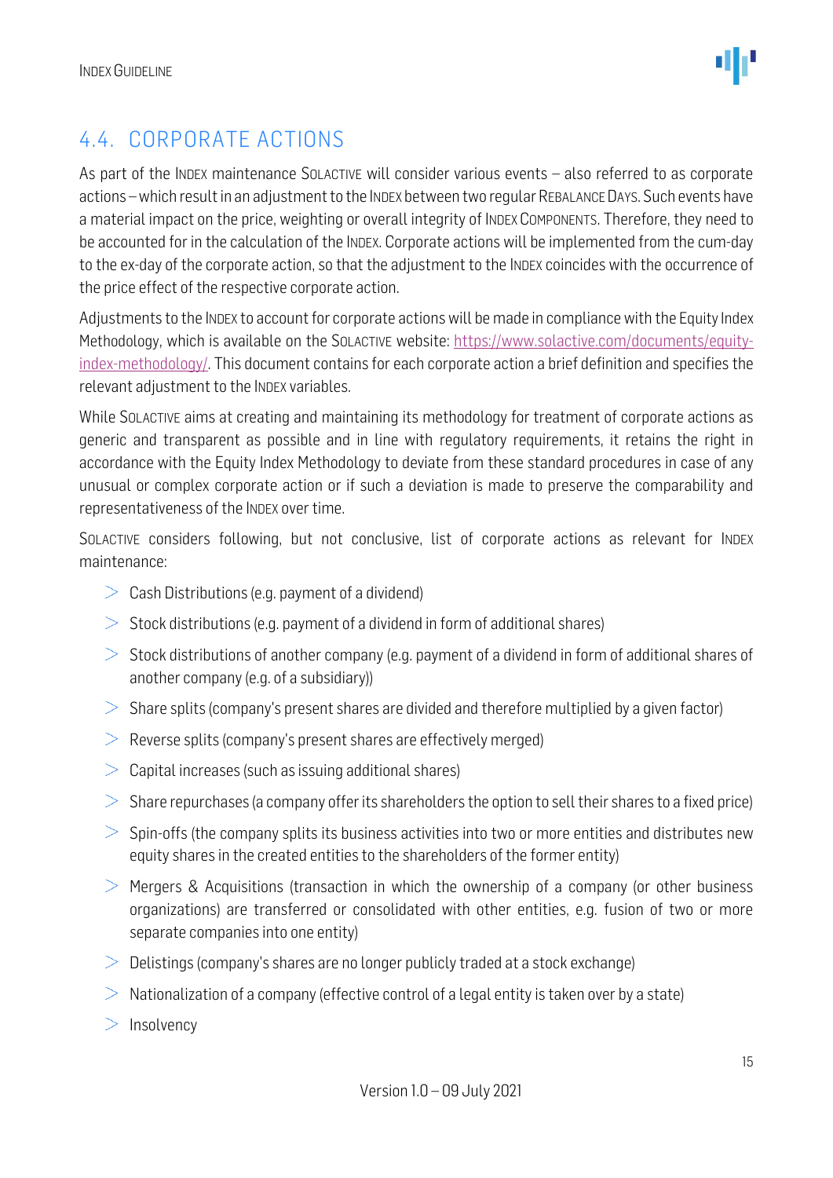## 4.4. CORPORATE ACTIONS

As part of the INDEX maintenance SOLACTIVE will consider various events – also referred to as corporate actions – which result in an adjustment to the INDEX between two regular REBALANCE DAYS. Such events have a material impact on the price, weighting or overall integrity of INDEX COMPONENTS. Therefore, they need to be accounted for in the calculation of the INDEX. Corporate actions will be implemented from the cum-day to the ex-day of the corporate action, so that the adjustment to the INDEX coincides with the occurrence of the price effect of the respective corporate action.

Adjustments to the INDEX to account for corporate actions will be made in compliance with the Equity Index Methodology, which is available on the SOLACTIVE website: [https://www.solactive.com/documents/equity-index-methodology/](https://www.solactive.com/documents/equity-index-methodology/). This document contains for each corporate action a brief definition and specifies the relevant adjustment to the INDEX variables.

While SOLACTIVE aims at creating and maintaining its methodology for treatment of corporate actions as generic and transparent as possible and in line with regulatory requirements, it retains the right in accordance with the Equity Index Methodology to deviate from these standard procedures in case of any unusual or complex corporate action or if such a deviation is made to preserve the comparability and representativeness of the INDEX over time.

SOLACTIVE considers following, but not conclusive, list of corporate actions as relevant for INDEX maintenance:

- Cash Distributions (e.g. payment of a dividend)
- Stock distributions (e.g. payment of a dividend in form of additional shares)
- Stock distributions of another company (e.g. payment of a dividend in form of additional shares of another company (e.g. of a subsidiary))
- Share splits (company's present shares are divided and therefore multiplied by a given factor)
- Reverse splits (company's present shares are effectively merged)
- Capital increases (such as issuing additional shares)
- Share repurchases (a company offer its shareholders the option to sell their shares to a fixed price)
- Spin-offs (the company splits its business activities into two or more entities and distributes new equity shares in the created entities to the shareholders of the former entity)
- Mergers & Acquisitions (transaction in which the ownership of a company (or other business organizations) are transferred or consolidated with other entities, e.g. fusion of two or more separate companies into one entity)
- Delistings (company's shares are no longer publicly traded at a stock exchange)
- Nationalization of a company (effective control of a legal entity is taken over by a state)
- Insolvency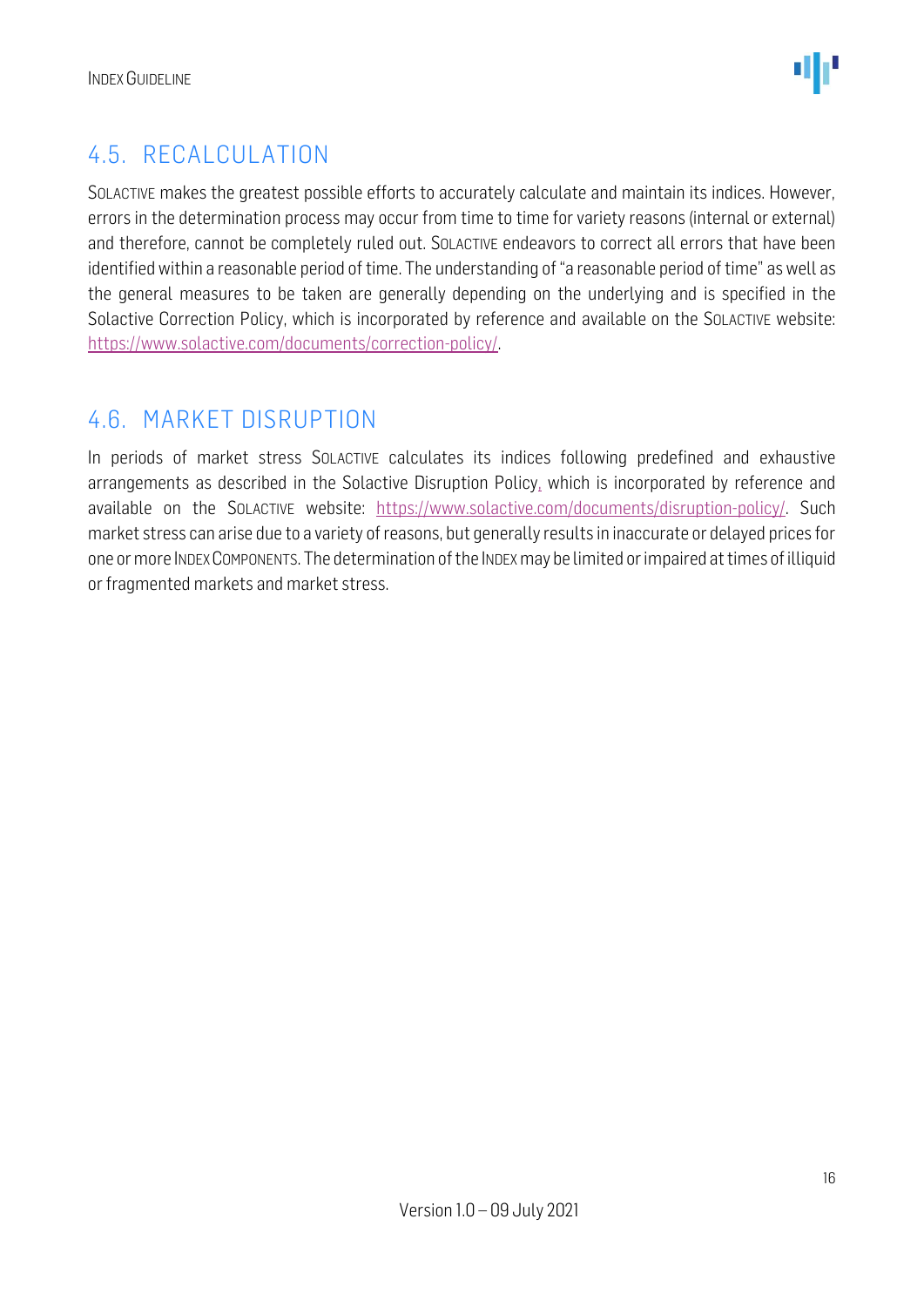## 4.5. RECALCULATION

SOLACTIVE makes the greatest possible efforts to accurately calculate and maintain its indices. However, errors in the determination process may occur from time to time for variety reasons (internal or external) and therefore, cannot be completely ruled out. SOLACTIVE endeavors to correct all errors that have been identified within a reasonable period of time. The understanding of "a reasonable period of time" as well as the general measures to be taken are generally depending on the underlying and is specified in the Solactive Correction Policy, which is incorporated by reference and available on the SOLACTIVE website: https://www.solactive.com/documents/correction-policy/.

## 4.6. MARKET DISRUPTION

In periods of market stress SOLACTIVE calculates its indices following predefined and exhaustive arrangements as described in the Solactive Disruption Policy, which is incorporated by reference and available on the SOLACTIVE website: https://www.solactive.com/documents/disruption-policy/. Such market stress can arise due to a variety of reasons, but generally results in inaccurate or delayed prices for one or more INDEX COMPONENTS. The determination of the INDEX may be limited or impaired at times of illiquid or fragmented markets and market stress.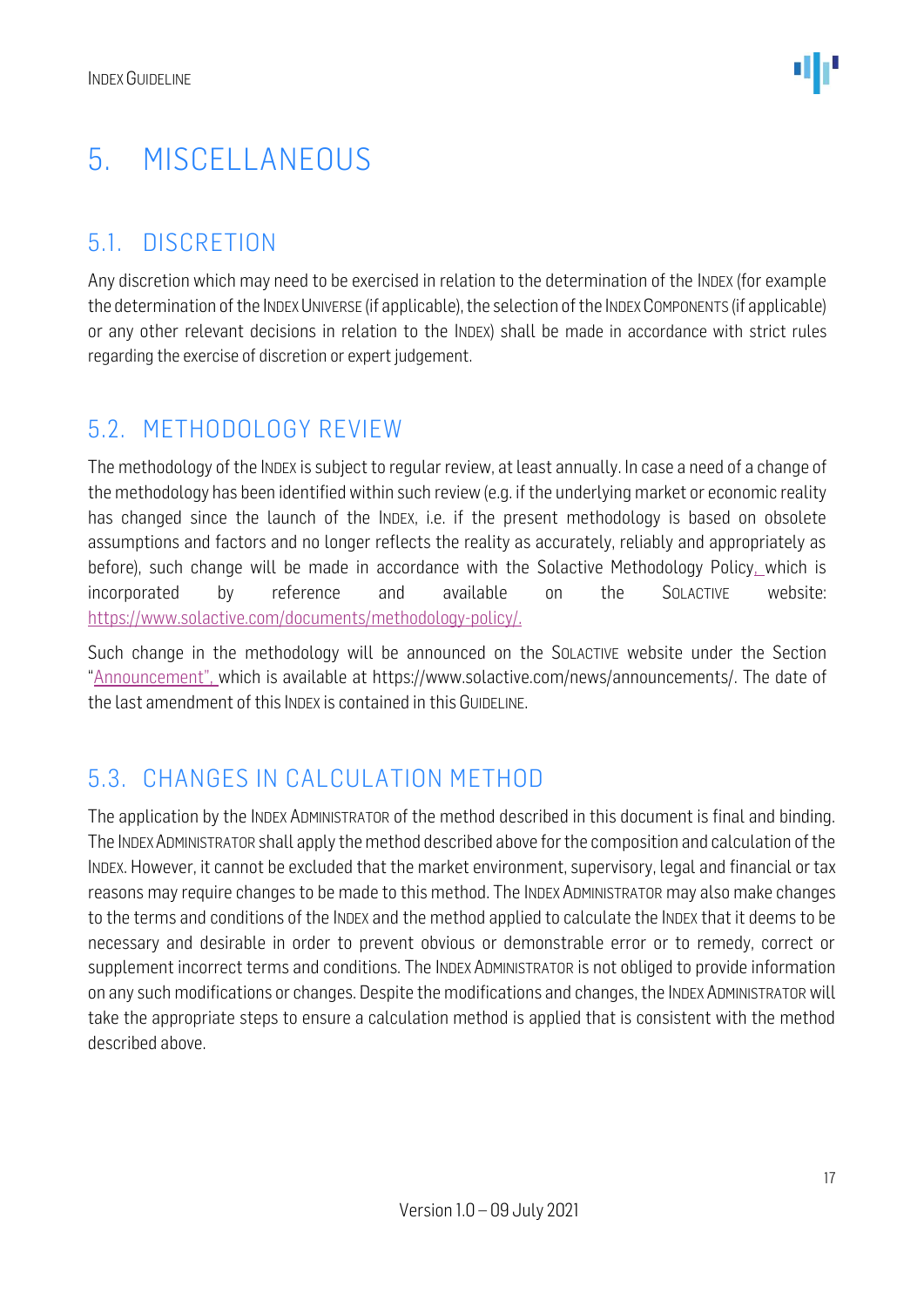# 5. MISCELLANEOUS

## 5.1. DISCRETION

Any discretion which may need to be exercised in relation to the determination of the INDEX (for example the determination of the INDEX UNIVERSE (if applicable), the selection of the INDEX COMPONENTS (if applicable) or any other relevant decisions in relation to the INDEX) shall be made in accordance with strict rules regarding the exercise of discretion or expert judgement.

## 5.2. METHODOLOGY REVIEW

The methodology of the INDEX is subject to regular review, at least annually. In case a need of a change of the methodology has been identified within such review (e.g. if the underlying market or economic reality has changed since the launch of the INDEX, i.e. if the present methodology is based on obsolete assumptions and factors and no longer reflects the reality as accurately, reliably and appropriately as before), such change will be made in accordance with the Solactive Methodology Policy, which is incorporated by reference and available on the SOLACTIVE website: https://www.solactive.com/documents/methodology-policy/.

Such change in the methodology will be announced on the SOLACTIVE website under the Section "Announcement", which is available at https://www.solactive.com/news/announcements/. The date of the last amendment of this INDEX is contained in this GUIDELINE.

## 5.3. CHANGES IN CALCULATION METHOD

The application by the INDEX ADMINISTRATOR of the method described in this document is final and binding. The INDEX ADMINISTRATOR shall apply the method described above for the composition and calculation of the INDEX. However, it cannot be excluded that the market environment, supervisory, legal and financial or tax reasons may require changes to be made to this method. The INDEX ADMINISTRATOR may also make changes to the terms and conditions of the INDEX and the method applied to calculate the INDEX that it deems to be necessary and desirable in order to prevent obvious or demonstrable error or to remedy, correct or supplement incorrect terms and conditions. The INDEX ADMINISTRATOR is not obliged to provide information on any such modifications or changes. Despite the modifications and changes, the INDEX ADMINISTRATOR will take the appropriate steps to ensure a calculation method is applied that is consistent with the method described above.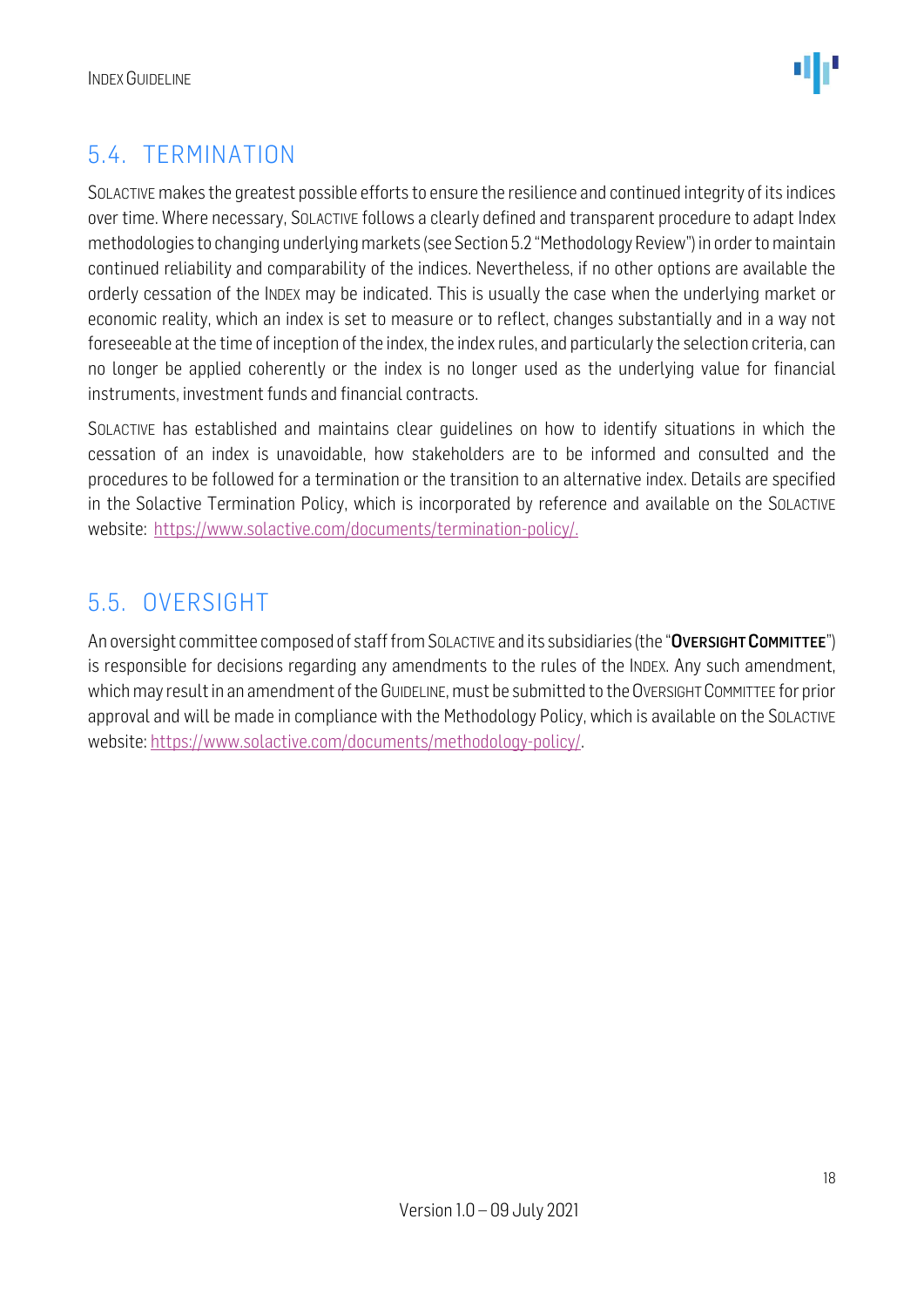## 5.4. TERMINATION

SOLACTIVE makes the greatest possible efforts to ensure the resilience and continued integrity of its indices over time. Where necessary, SOLACTIVE follows a clearly defined and transparent procedure to adapt Index methodologies to changing underlying markets (see Section 5.2 "Methodology Review") in order to maintain continued reliability and comparability of the indices. Nevertheless, if no other options are available the orderly cessation of the INDEX may be indicated. This is usually the case when the underlying market or economic reality, which an index is set to measure or to reflect, changes substantially and in a way not foreseeable at the time of inception of the index, the index rules, and particularly the selection criteria, can no longer be applied coherently or the index is no longer used as the underlying value for financial instruments, investment funds and financial contracts.

SOLACTIVE has established and maintains clear guidelines on how to identify situations in which the cessation of an index is unavoidable, how stakeholders are to be informed and consulted and the procedures to be followed for a termination or the transition to an alternative index. Details are specified in the Solactive Termination Policy, which is incorporated by reference and available on the SOLACTIVE website: https://www.solactive.com/documents/termination-policy/.

## 5.5. OVERSIGHT

An oversight committee composed of staff from SOLACTIVE and its subsidiaries (the "**OVERSIGHT COMMITTEE**") is responsible for decisions regarding any amendments to the rules of the INDEX. Any such amendment, which may result in an amendment of the GUIDELINE, must be submitted to the OVERSIGHT COMMITTEE for prior approval and will be made in compliance with the Methodology Policy, which is available on the SOLACTIVE website: https://www.solactive.com/documents/methodology-policy/.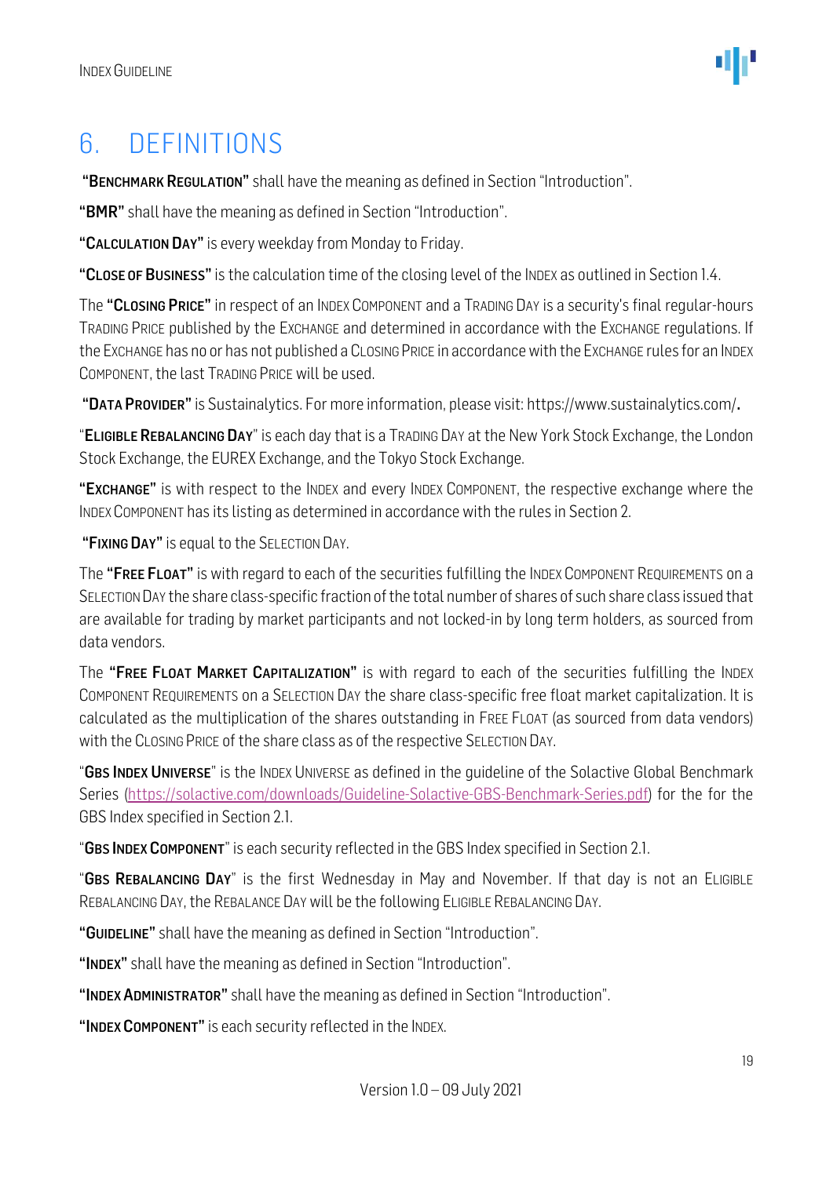# 6. DEFINITIONS

"**BENCHMARK REGULATION**" shall have the meaning as defined in Section "Introduction".

"**BMR**" shall have the meaning as defined in Section "Introduction".

"**CALCULATION DAY**" is every weekday from Monday to Friday.

"**CLOSE OF BUSINESS**" is the calculation time of the closing level of the INDEX as outlined in Section 1.4.

The "**CLOSING PRICE**" in respect of an INDEX COMPONENT and a TRADING DAY is a security's final regular-hours TRADING PRICE published by the EXCHANGE and determined in accordance with the EXCHANGE regulations. If the EXCHANGE has no or has not published a CLOSING PRICE in accordance with the EXCHANGE rules for an INDEX COMPONENT, the last TRADING PRICE will be used.

"**DATA PROVIDER**" is Sustainalytics. For more information, please visit: https://www.sustainalytics.com/.

"**ELIGIBLE REBALANCING DAY**" is each day that is a TRADING DAY at the New York Stock Exchange, the London Stock Exchange, the EUREX Exchange, and the Tokyo Stock Exchange.

"**EXCHANGE**" is with respect to the INDEX and every INDEX COMPONENT, the respective exchange where the INDEX COMPONENT has its listing as determined in accordance with the rules in Section 2.

"**FIXING DAY**" is equal to the SELECTION DAY.

The "**FREE FLOAT**" is with regard to each of the securities fulfilling the INDEX COMPONENT REQUIREMENTS on a SELECTION DAY the share class-specific fraction of the total number of shares of such share class issued that are available for trading by market participants and not locked-in by long term holders, as sourced from data vendors.

The "**FREE FLOAT MARKET CAPITALIZATION**" is with regard to each of the securities fulfilling the INDEX COMPONENT REQUIREMENTS on a SELECTION DAY the share class-specific free float market capitalization. It is calculated as the multiplication of the shares outstanding in FREE FLOAT (as sourced from data vendors) with the CLOSING PRICE of the share class as of the respective SELECTION DAY.

"**GBS INDEX UNIVERSE**" is the INDEX UNIVERSE as defined in the guideline of the Solactive Global Benchmark Series (https://solactive.com/downloads/Guideline-Solactive-GBS-Benchmark-Series.pdf) for the for the GBS Index specified in Section 2.1.

"**GBS INDEX COMPONENT**" is each security reflected in the GBS Index specified in Section 2.1.

"**GBS REBALANCING DAY**" is the first Wednesday in May and November. If that day is not an ELIGIBLE REBALANCING DAY, the REBALANCE DAY will be the following ELIGIBLE REBALANCING DAY.

"**GUIDELINE**" shall have the meaning as defined in Section "Introduction".

"**INDEX**" shall have the meaning as defined in Section "Introduction".

"**INDEX ADMINISTRATOR**" shall have the meaning as defined in Section "Introduction".

"**INDEX COMPONENT**" is each security reflected in the INDEX.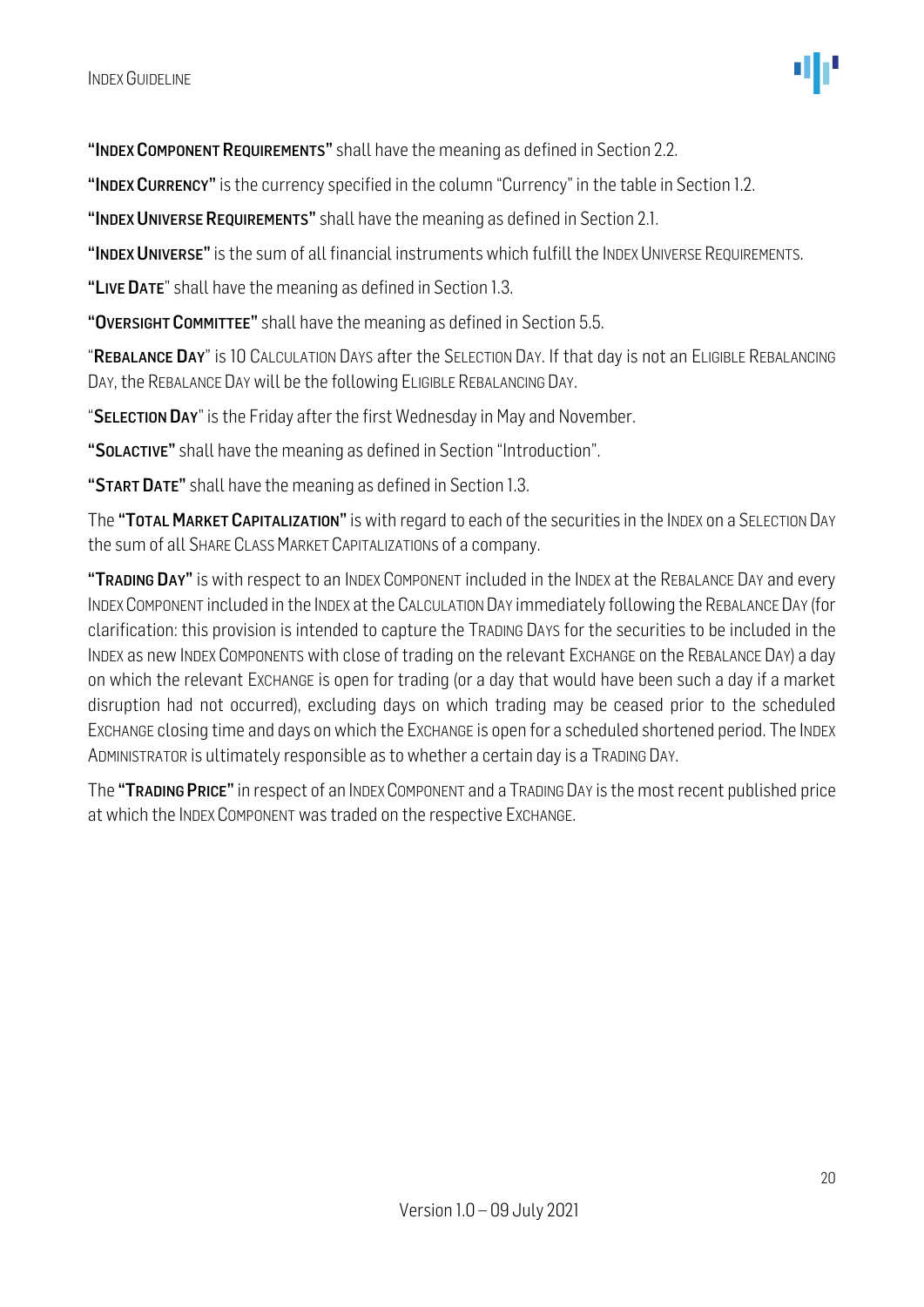**"INDEX COMPONENT REQUIREMENTS"** shall have the meaning as defined in Section 2.2.

**"INDEX CURRENCY"** is the currency specified in the column "Currency" in the table in Section 1.2.

**"INDEX UNIVERSE REQUIREMENTS"** shall have the meaning as defined in Section 2.1.

**"INDEX UNIVERSE"** is the sum of all financial instruments which fulfill the INDEX UNIVERSE REQUIREMENTS.

**"LIVE DATE"** shall have the meaning as defined in Section 1.3.

**"OVERSIGHT COMMITTEE"** shall have the meaning as defined in Section 5.5.

"**REBALANCE DAY**" is 10 CALCULATION DAYS after the SELECTION DAY. If that day is not an ELIGIBLE REBALANCING DAY, the REBALANCE DAY will be the following ELIGIBLE REBALANCING DAY.

"**SELECTION DAY**" is the Friday after the first Wednesday in May and November.

**"SOLACTIVE"** shall have the meaning as defined in Section "Introduction".

**"START DATE"** shall have the meaning as defined in Section 1.3.

The **"TOTAL MARKET CAPITALIZATION"** is with regard to each of the securities in the INDEX on a SELECTION DAY the sum of all SHARE CLASS MARKET CAPITALIZATIONS of a company.

**"TRADING DAY"** is with respect to an INDEX COMPONENT included in the INDEX at the REBALANCE DAY and every INDEX COMPONENT included in the INDEX at the CALCULATION DAY immediately following the REBALANCE DAY (for clarification: this provision is intended to capture the TRADING DAYS for the securities to be included in the INDEX as new INDEX COMPONENTS with close of trading on the relevant EXCHANGE on the REBALANCE DAY) a day on which the relevant EXCHANGE is open for trading (or a day that would have been such a day if a market disruption had not occurred), excluding days on which trading may be ceased prior to the scheduled EXCHANGE closing time and days on which the EXCHANGE is open for a scheduled shortened period. The INDEX ADMINISTRATOR is ultimately responsible as to whether a certain day is a TRADING DAY.

The **"TRADING PRICE"** in respect of an INDEX COMPONENT and a TRADING DAY is the most recent published price at which the INDEX COMPONENT was traded on the respective EXCHANGE.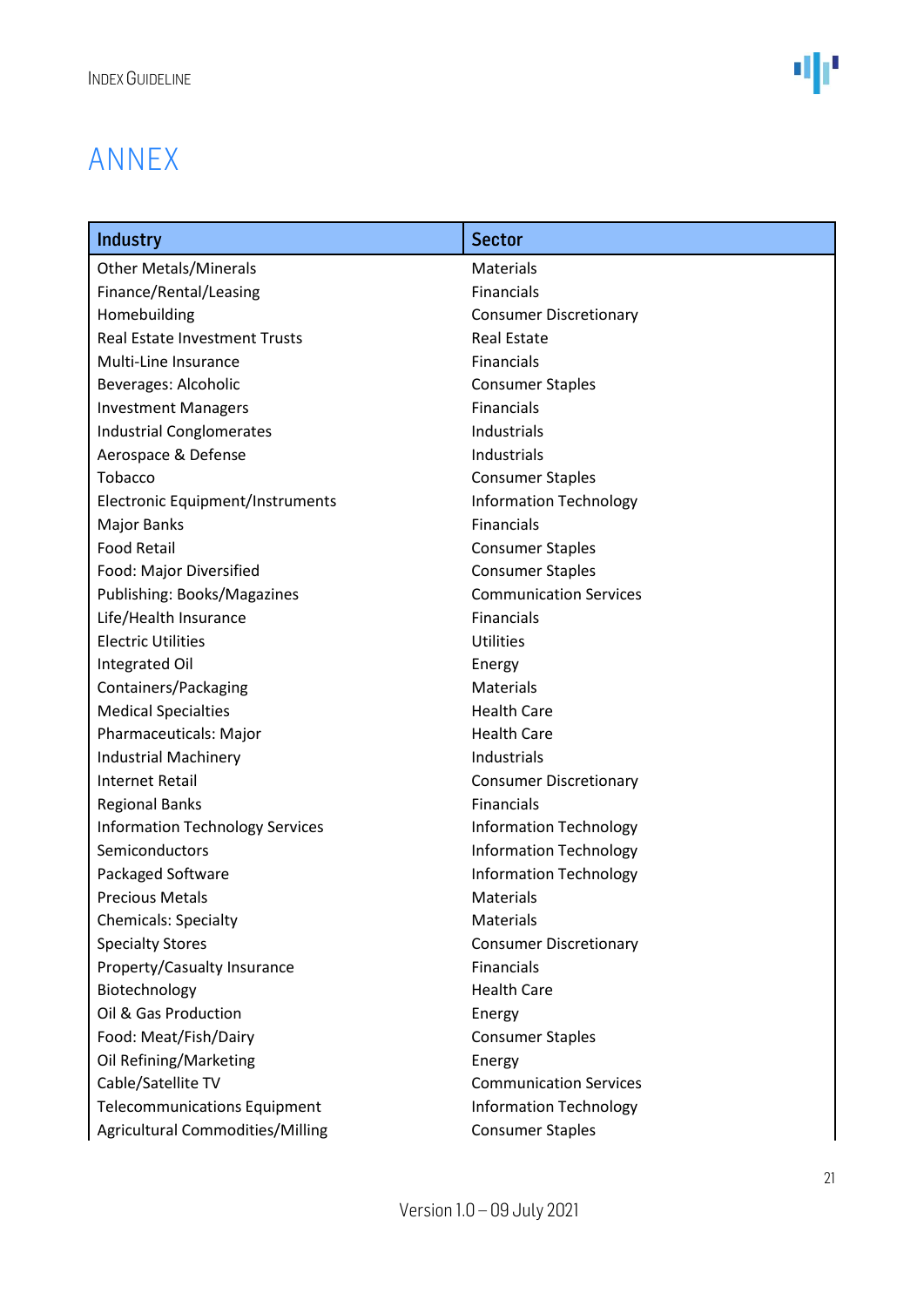# ANNEX

| Industry | Sector |
|---|---|
| Other Metals/Minerals | Materials |
| Finance/Rental/Leasing | Financials |
| Homebuilding | Consumer Discretionary |
| Real Estate Investment Trusts | Real Estate |
| Multi-Line Insurance | Financials |
| Beverages: Alcoholic | Consumer Staples |
| Investment Managers | Financials |
| Industrial Conglomerates | Industrials |
| Aerospace & Defense | Industrials |
| Tobacco | Consumer Staples |
| Electronic Equipment/Instruments | Information Technology |
| Major Banks | Financials |
| Food Retail | Consumer Staples |
| Food: Major Diversified | Consumer Staples |
| Publishing: Books/Magazines | Communication Services |
| Life/Health Insurance | Financials |
| Electric Utilities | Utilities |
| Integrated Oil | Energy |
| Containers/Packaging | Materials |
| Medical Specialties | Health Care |
| Pharmaceuticals: Major | Health Care |
| Industrial Machinery | Industrials |
| Internet Retail | Consumer Discretionary |
| Regional Banks | Financials |
| Information Technology Services | Information Technology |
| Semiconductors | Information Technology |
| Packaged Software | Information Technology |
| Precious Metals | Materials |
| Chemicals: Specialty | Materials |
| Specialty Stores | Consumer Discretionary |
| Property/Casualty Insurance | Financials |
| Biotechnology | Health Care |
| Oil & Gas Production | Energy |
| Food: Meat/Fish/Dairy | Consumer Staples |
| Oil Refining/Marketing | Energy |
| Cable/Satellite TV | Communication Services |
| Telecommunications Equipment | Information Technology |
| Agricultural Commodities/Milling | Consumer Staples |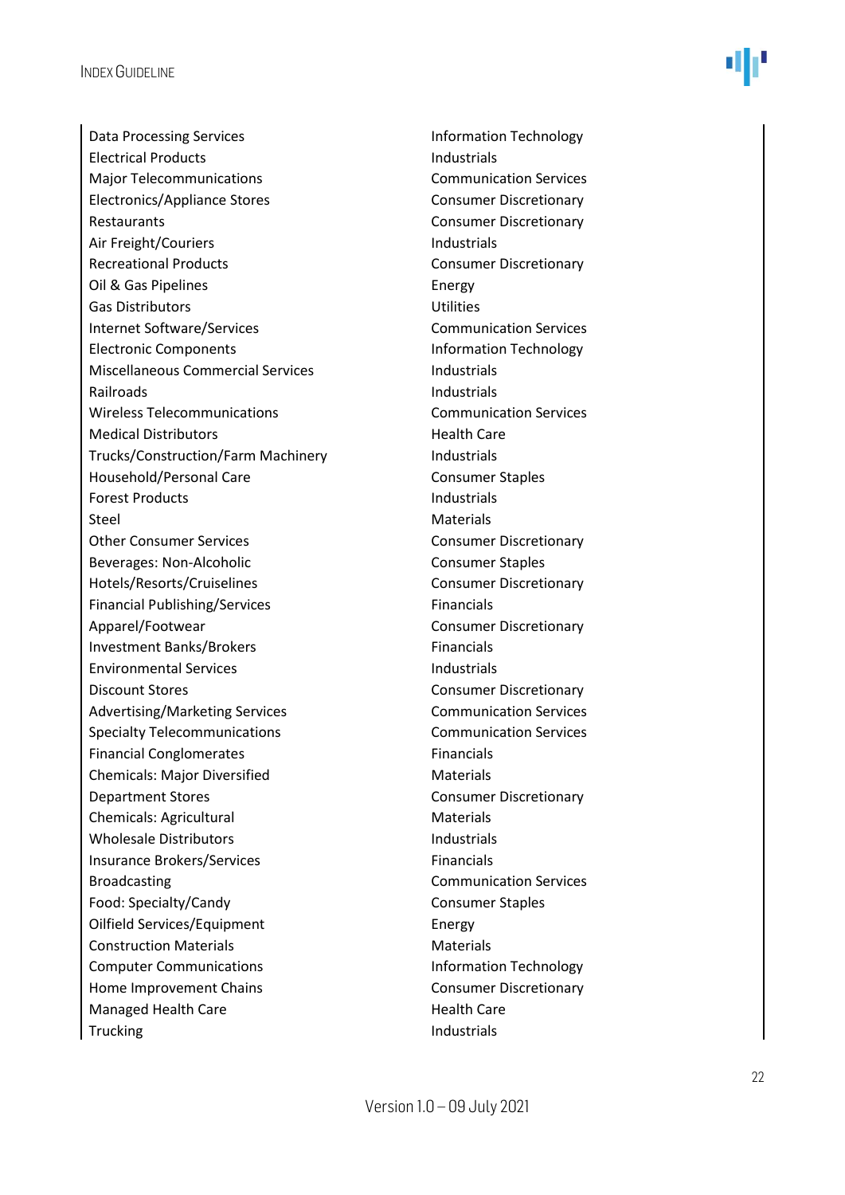| | |
|---|---|
| Data Processing Services | Information Technology |
| Electrical Products | Industrials |
| Major Telecommunications | Communication Services |
| Electronics/Appliance Stores | Consumer Discretionary |
| Restaurants | Consumer Discretionary |
| Air Freight/Couriers | Industrials |
| Recreational Products | Consumer Discretionary |
| Oil & Gas Pipelines | Energy |
| Gas Distributors | Utilities |
| Internet Software/Services | Communication Services |
| Electronic Components | Information Technology |
| Miscellaneous Commercial Services | Industrials |
| Railroads | Industrials |
| Wireless Telecommunications | Communication Services |
| Medical Distributors | Health Care |
| Trucks/Construction/Farm Machinery | Industrials |
| Household/Personal Care | Consumer Staples |
| Forest Products | Industrials |
| Steel | Materials |
| Other Consumer Services | Consumer Discretionary |
| Beverages: Non-Alcoholic | Consumer Staples |
| Hotels/Resorts/Cruiselines | Consumer Discretionary |
| Financial Publishing/Services | Financials |
| Apparel/Footwear | Consumer Discretionary |
| Investment Banks/Brokers | Financials |
| Environmental Services | Industrials |
| Discount Stores | Consumer Discretionary |
| Advertising/Marketing Services | Communication Services |
| Specialty Telecommunications | Communication Services |
| Financial Conglomerates | Financials |
| Chemicals: Major Diversified | Materials |
| Department Stores | Consumer Discretionary |
| Chemicals: Agricultural | Materials |
| Wholesale Distributors | Industrials |
| Insurance Brokers/Services | Financials |
| Broadcasting | Communication Services |
| Food: Specialty/Candy | Consumer Staples |
| Oilfield Services/Equipment | Energy |
| Construction Materials | Materials |
| Computer Communications | Information Technology |
| Home Improvement Chains | Consumer Discretionary |
| Managed Health Care | Health Care |
| Trucking | Industrials |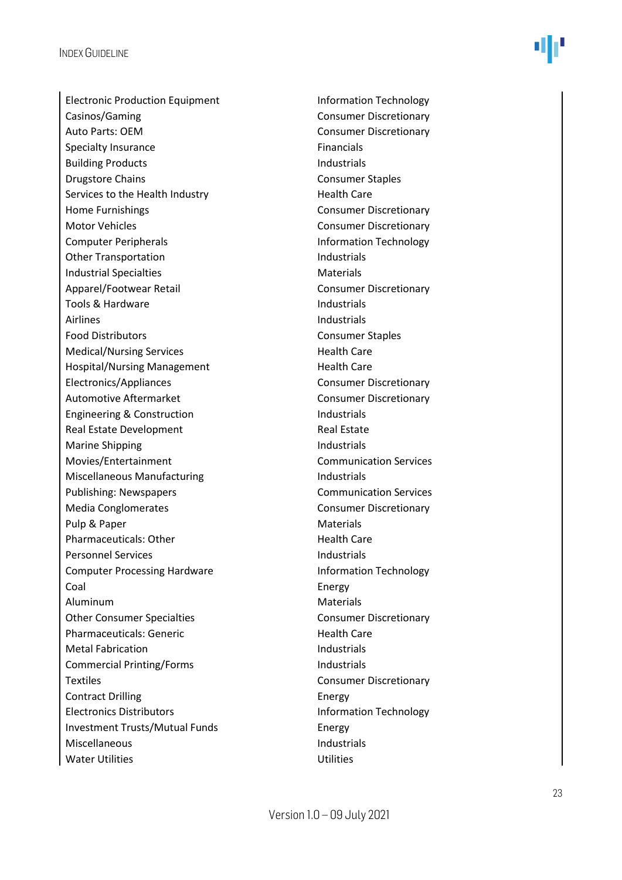| | |
|---|---|
| Electronic Production Equipment | Information Technology |
| Casinos/Gaming | Consumer Discretionary |
| Auto Parts: OEM | Consumer Discretionary |
| Specialty Insurance | Financials |
| Building Products | Industrials |
| Drugstore Chains | Consumer Staples |
| Services to the Health Industry | Health Care |
| Home Furnishings | Consumer Discretionary |
| Motor Vehicles | Consumer Discretionary |
| Computer Peripherals | Information Technology |
| Other Transportation | Industrials |
| Industrial Specialties | Materials |
| Apparel/Footwear Retail | Consumer Discretionary |
| Tools & Hardware | Industrials |
| Airlines | Industrials |
| Food Distributors | Consumer Staples |
| Medical/Nursing Services | Health Care |
| Hospital/Nursing Management | Health Care |
| Electronics/Appliances | Consumer Discretionary |
| Automotive Aftermarket | Consumer Discretionary |
| Engineering & Construction | Industrials |
| Real Estate Development | Real Estate |
| Marine Shipping | Industrials |
| Movies/Entertainment | Communication Services |
| Miscellaneous Manufacturing | Industrials |
| Publishing: Newspapers | Communication Services |
| Media Conglomerates | Consumer Discretionary |
| Pulp & Paper | Materials |
| Pharmaceuticals: Other | Health Care |
| Personnel Services | Industrials |
| Computer Processing Hardware | Information Technology |
| Coal | Energy |
| Aluminum | Materials |
| Other Consumer Specialties | Consumer Discretionary |
| Pharmaceuticals: Generic | Health Care |
| Metal Fabrication | Industrials |
| Commercial Printing/Forms | Industrials |
| Textiles | Consumer Discretionary |
| Contract Drilling | Energy |
| Electronics Distributors | Information Technology |
| Investment Trusts/Mutual Funds | Energy |
| Miscellaneous | Industrials |
| Water Utilities | Utilities |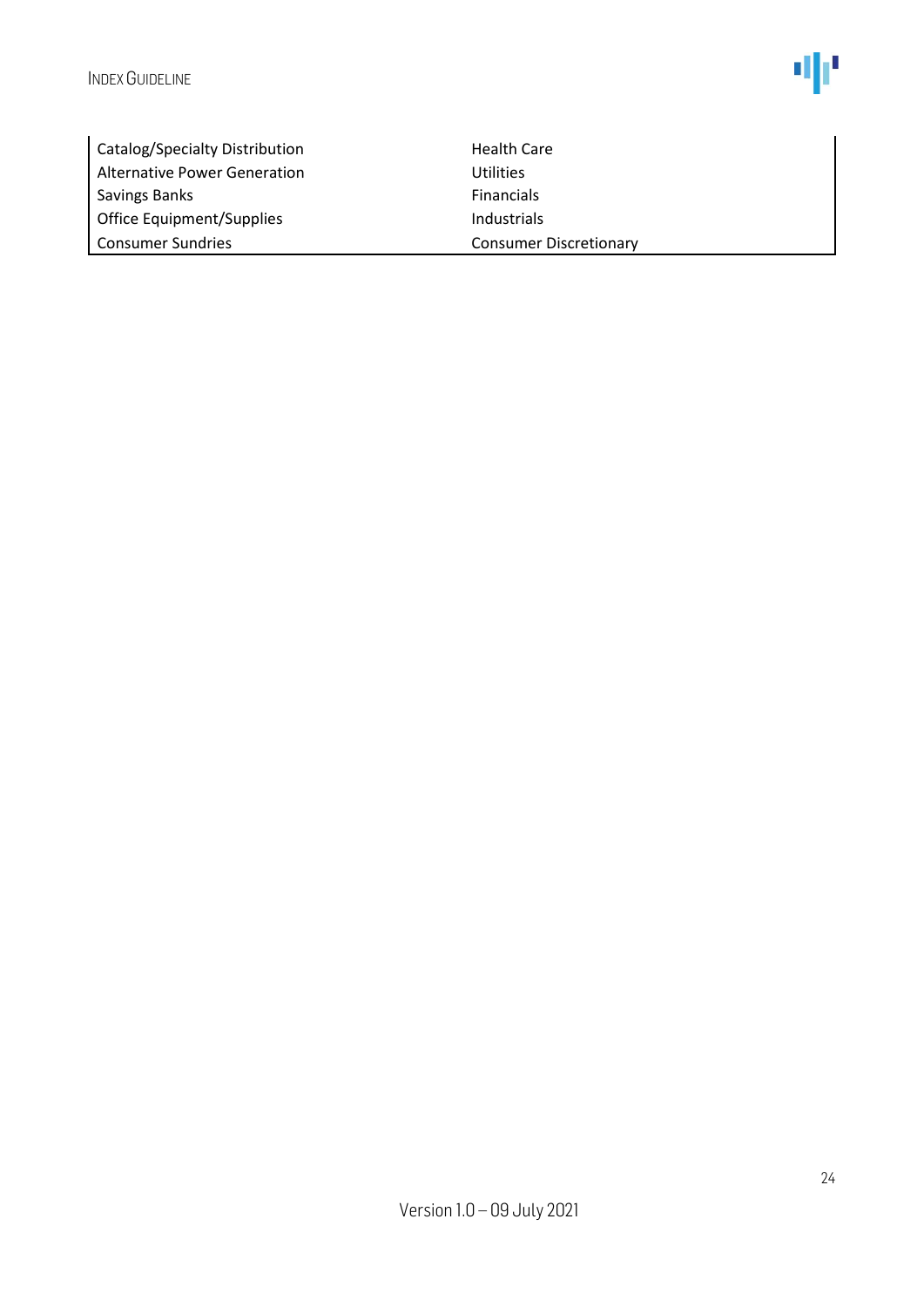| | |
|---|---|
| Catalog/Specialty Distribution | Health Care |
| Alternative Power Generation | Utilities |
| Savings Banks | Financials |
| Office Equipment/Supplies | Industrials |
| Consumer Sundries | Consumer Discretionary |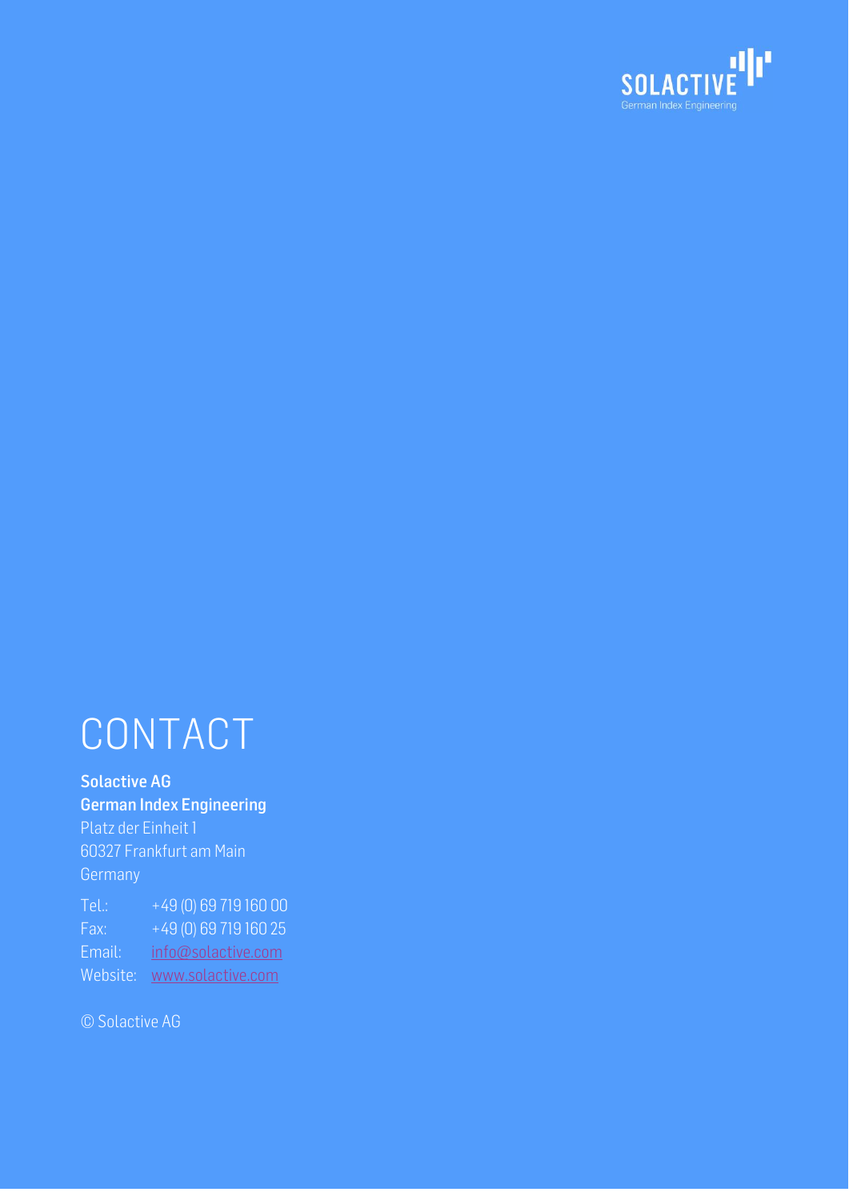# CONTACT

**Solactive AG**
**German Index Engineering**
Platz der Einheit 1
60327 Frankfurt am Main
Germany

Tel.: +49 (0) 69 719 160 00
Fax: +49 (0) 69 719 160 25
Email: info@solactive.com
Website: www.solactive.com

© Solactive AG